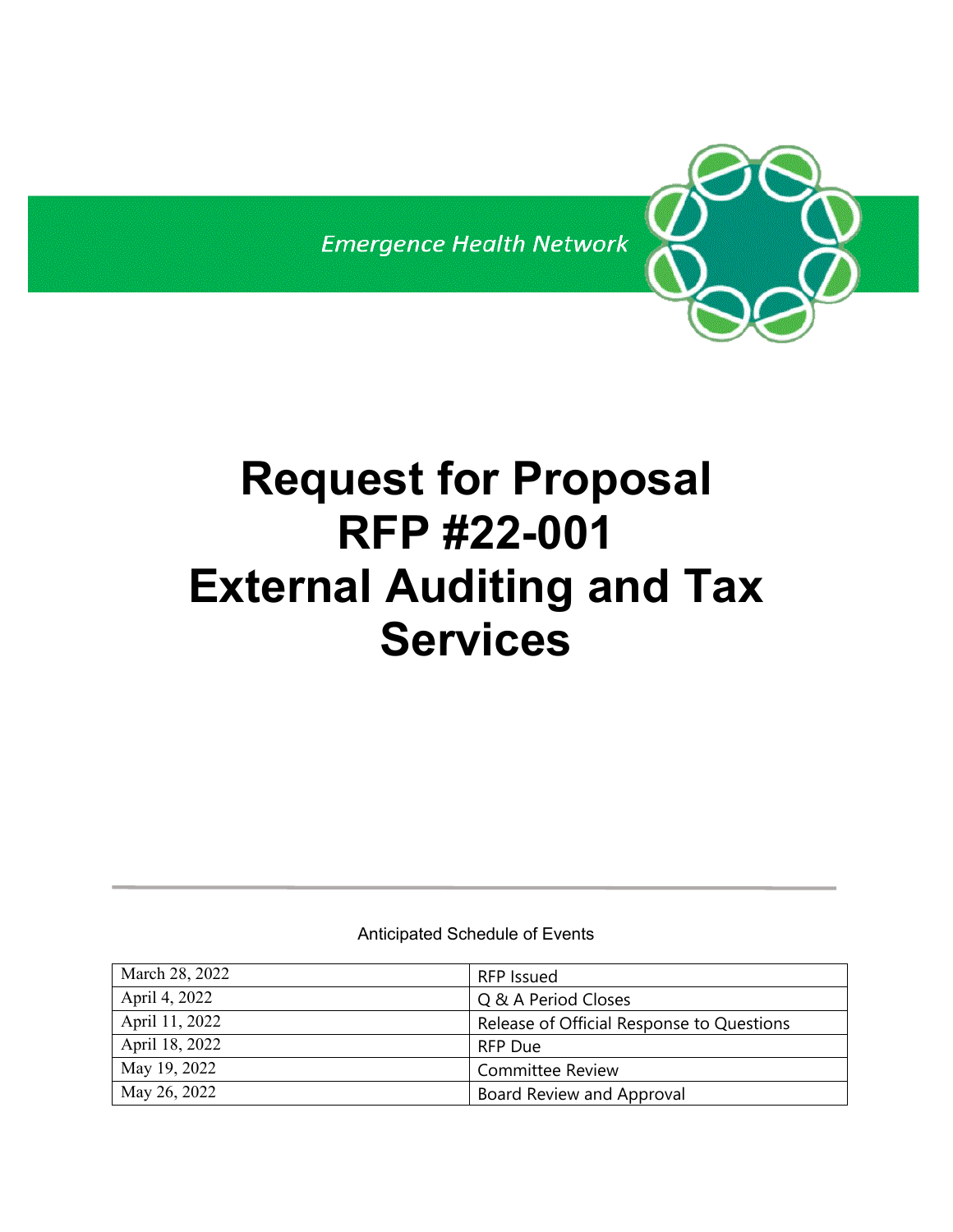Emergence Health Network

# Request for Proposal
# RFP #22-001
# External Auditing and Tax Services

Anticipated Schedule of Events

| | |
|---|---|
| March 28, 2022 | RFP Issued |
| April 4, 2022 | Q & A Period Closes |
| April 11, 2022 | Release of Official Response to Questions |
| April 18, 2022 | RFP Due |
| May 19, 2022 | Committee Review |
| May 26, 2022 | Board Review and Approval |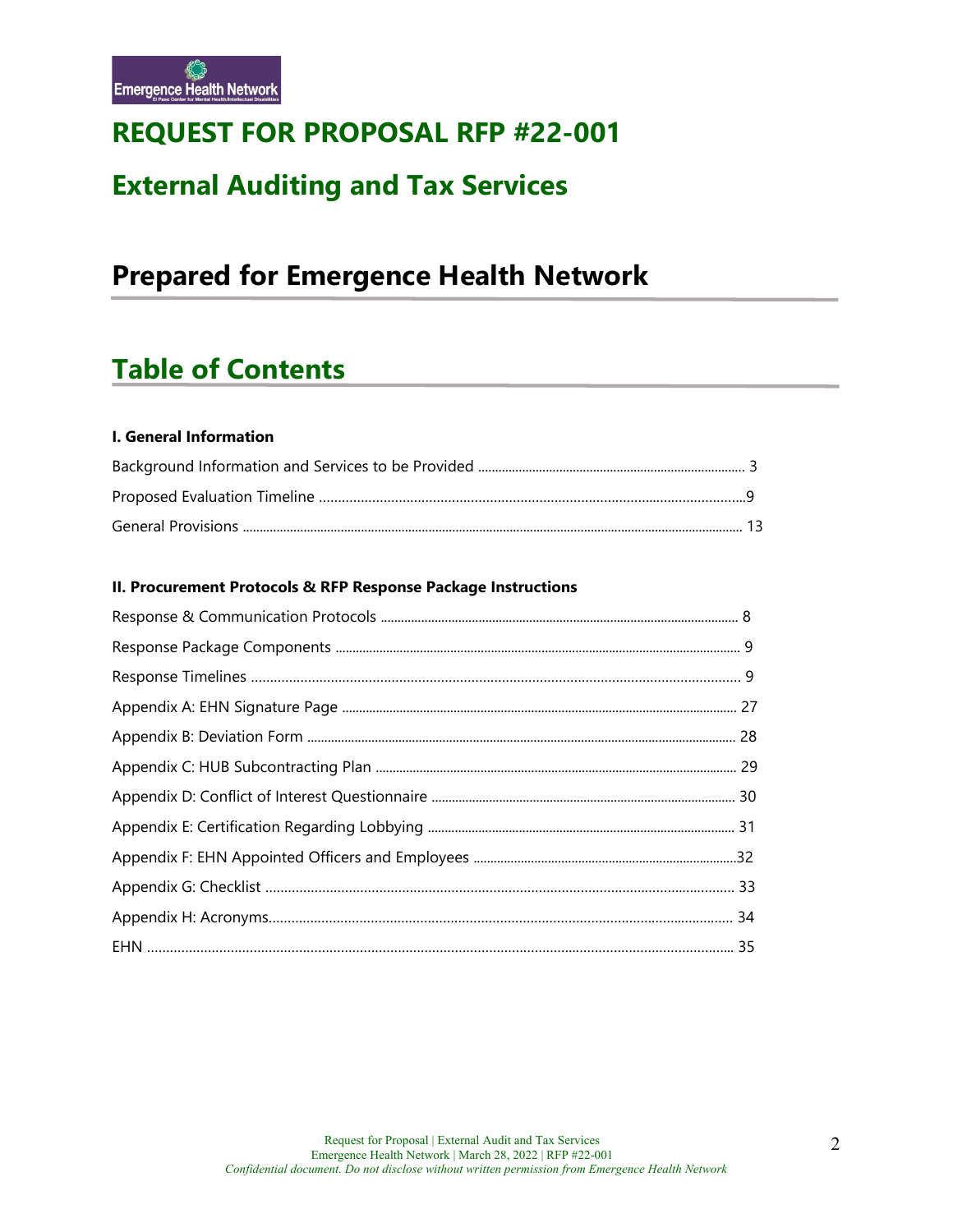# REQUEST FOR PROPOSAL RFP #22-001

# External Auditing and Tax Services

## Prepared for Emergence Health Network

## Table of Contents

**I. General Information**

Background Information and Services to be Provided ........ 3

Proposed Evaluation Timeline ........ 9

General Provisions ........ 13

**II. Procurement Protocols & RFP Response Package Instructions**

Response & Communication Protocols ........ 8

Response Package Components ........ 9

Response Timelines ........ 9

Appendix A: EHN Signature Page ........ 27

Appendix B: Deviation Form ........ 28

Appendix C: HUB Subcontracting Plan ........ 29

Appendix D: Conflict of Interest Questionnaire ........ 30

Appendix E: Certification Regarding Lobbying ........ 31

Appendix F: EHN Appointed Officers and Employees ........ 32

Appendix G: Checklist ........ 33

Appendix H: Acronyms........ 34

EHN ........ 35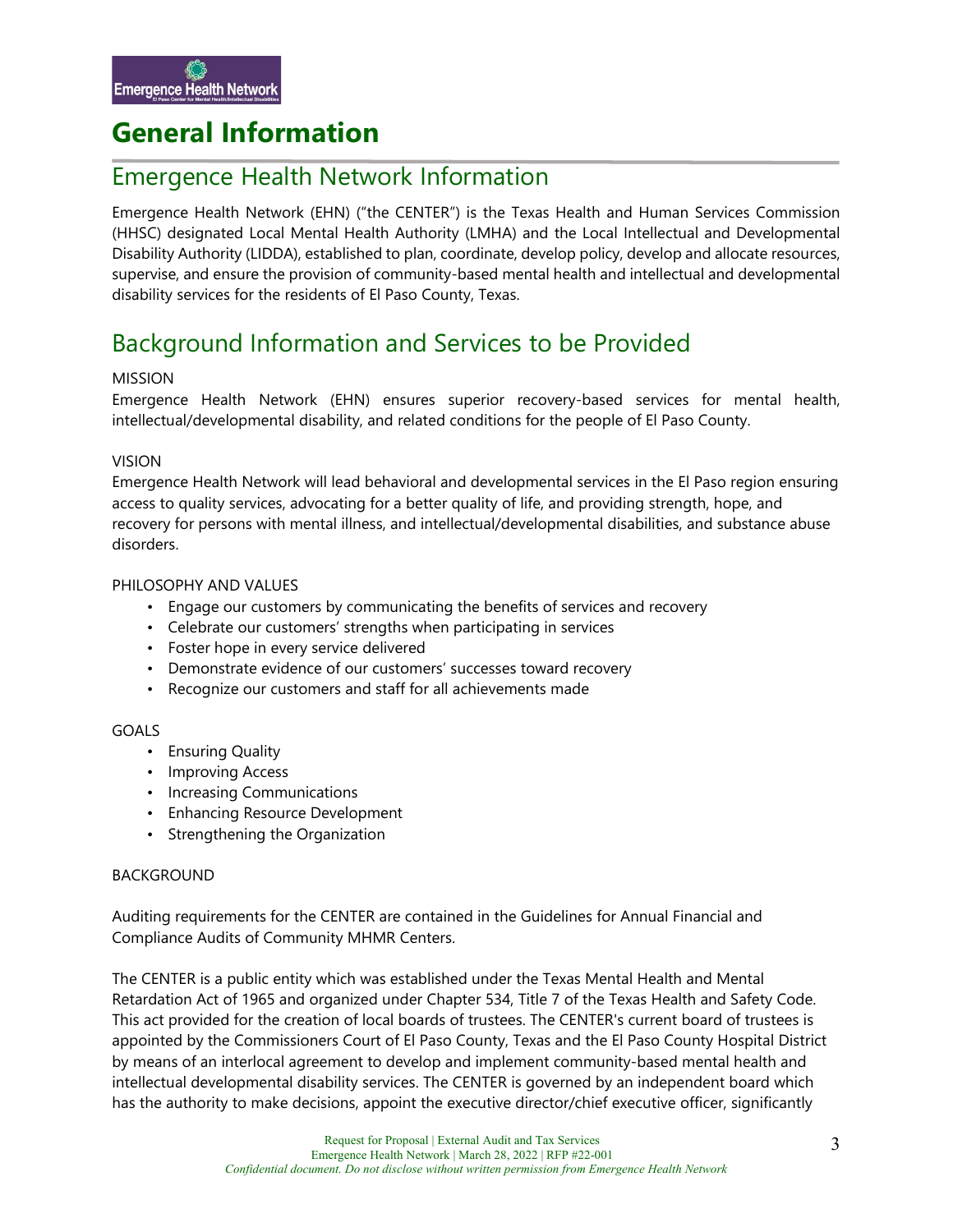# General Information

## Emergence Health Network Information

Emergence Health Network (EHN) ("the CENTER") is the Texas Health and Human Services Commission (HHSC) designated Local Mental Health Authority (LMHA) and the Local Intellectual and Developmental Disability Authority (LIDDA), established to plan, coordinate, develop policy, develop and allocate resources, supervise, and ensure the provision of community-based mental health and intellectual and developmental disability services for the residents of El Paso County, Texas.

## Background Information and Services to be Provided

MISSION

Emergence Health Network (EHN) ensures superior recovery-based services for mental health, intellectual/developmental disability, and related conditions for the people of El Paso County.

VISION

Emergence Health Network will lead behavioral and developmental services in the El Paso region ensuring access to quality services, advocating for a better quality of life, and providing strength, hope, and recovery for persons with mental illness, and intellectual/developmental disabilities, and substance abuse disorders.

PHILOSOPHY AND VALUES

- Engage our customers by communicating the benefits of services and recovery
- Celebrate our customers' strengths when participating in services
- Foster hope in every service delivered
- Demonstrate evidence of our customers' successes toward recovery
- Recognize our customers and staff for all achievements made

GOALS

- Ensuring Quality
- Improving Access
- Increasing Communications
- Enhancing Resource Development
- Strengthening the Organization

BACKGROUND

Auditing requirements for the CENTER are contained in the Guidelines for Annual Financial and Compliance Audits of Community MHMR Centers.

The CENTER is a public entity which was established under the Texas Mental Health and Mental Retardation Act of 1965 and organized under Chapter 534, Title 7 of the Texas Health and Safety Code. This act provided for the creation of local boards of trustees. The CENTER's current board of trustees is appointed by the Commissioners Court of El Paso County, Texas and the El Paso County Hospital District by means of an interlocal agreement to develop and implement community-based mental health and intellectual developmental disability services. The CENTER is governed by an independent board which has the authority to make decisions, appoint the executive director/chief executive officer, significantly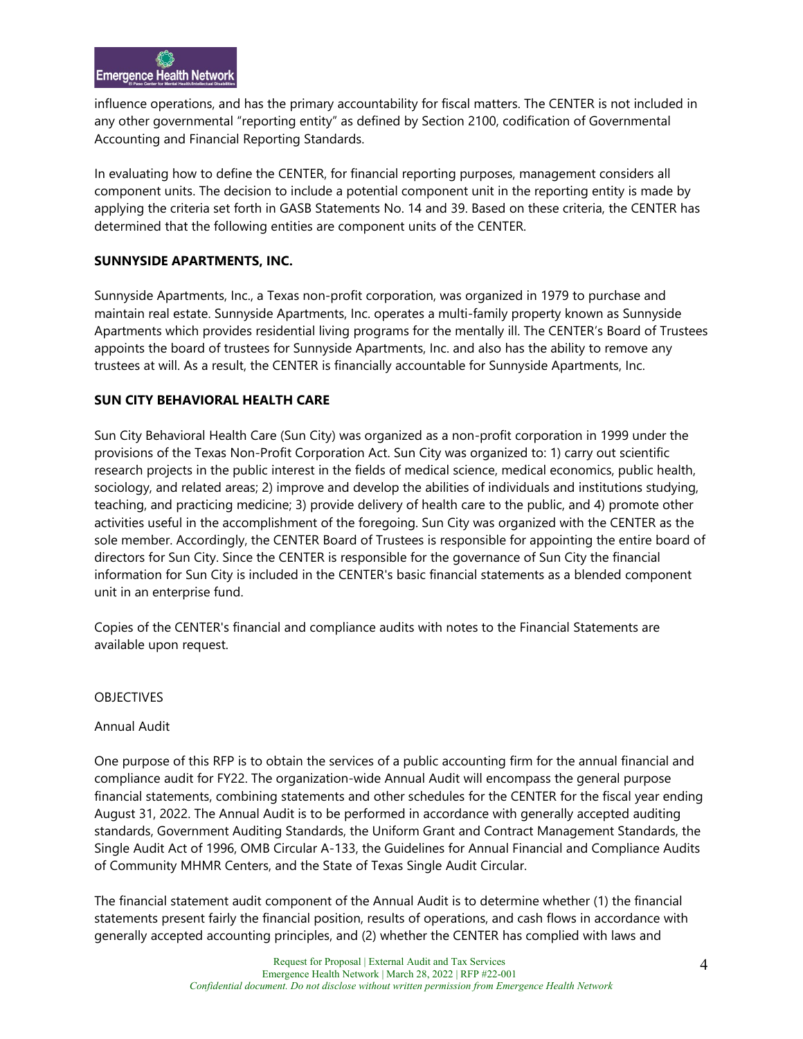influence operations, and has the primary accountability for fiscal matters. The CENTER is not included in any other governmental "reporting entity" as defined by Section 2100, codification of Governmental Accounting and Financial Reporting Standards.

In evaluating how to define the CENTER, for financial reporting purposes, management considers all component units. The decision to include a potential component unit in the reporting entity is made by applying the criteria set forth in GASB Statements No. 14 and 39. Based on these criteria, the CENTER has determined that the following entities are component units of the CENTER.

**SUNNYSIDE APARTMENTS, INC.**

Sunnyside Apartments, Inc., a Texas non-profit corporation, was organized in 1979 to purchase and maintain real estate. Sunnyside Apartments, Inc. operates a multi-family property known as Sunnyside Apartments which provides residential living programs for the mentally ill. The CENTER's Board of Trustees appoints the board of trustees for Sunnyside Apartments, Inc. and also has the ability to remove any trustees at will. As a result, the CENTER is financially accountable for Sunnyside Apartments, Inc.

**SUN CITY BEHAVIORAL HEALTH CARE**

Sun City Behavioral Health Care (Sun City) was organized as a non-profit corporation in 1999 under the provisions of the Texas Non-Profit Corporation Act. Sun City was organized to: 1) carry out scientific research projects in the public interest in the fields of medical science, medical economics, public health, sociology, and related areas; 2) improve and develop the abilities of individuals and institutions studying, teaching, and practicing medicine; 3) provide delivery of health care to the public, and 4) promote other activities useful in the accomplishment of the foregoing. Sun City was organized with the CENTER as the sole member. Accordingly, the CENTER Board of Trustees is responsible for appointing the entire board of directors for Sun City. Since the CENTER is responsible for the governance of Sun City the financial information for Sun City is included in the CENTER's basic financial statements as a blended component unit in an enterprise fund.

Copies of the CENTER's financial and compliance audits with notes to the Financial Statements are available upon request.

OBJECTIVES

Annual Audit

One purpose of this RFP is to obtain the services of a public accounting firm for the annual financial and compliance audit for FY22. The organization-wide Annual Audit will encompass the general purpose financial statements, combining statements and other schedules for the CENTER for the fiscal year ending August 31, 2022. The Annual Audit is to be performed in accordance with generally accepted auditing standards, Government Auditing Standards, the Uniform Grant and Contract Management Standards, the Single Audit Act of 1996, OMB Circular A-133, the Guidelines for Annual Financial and Compliance Audits of Community MHMR Centers, and the State of Texas Single Audit Circular.

The financial statement audit component of the Annual Audit is to determine whether (1) the financial statements present fairly the financial position, results of operations, and cash flows in accordance with generally accepted accounting principles, and (2) whether the CENTER has complied with laws and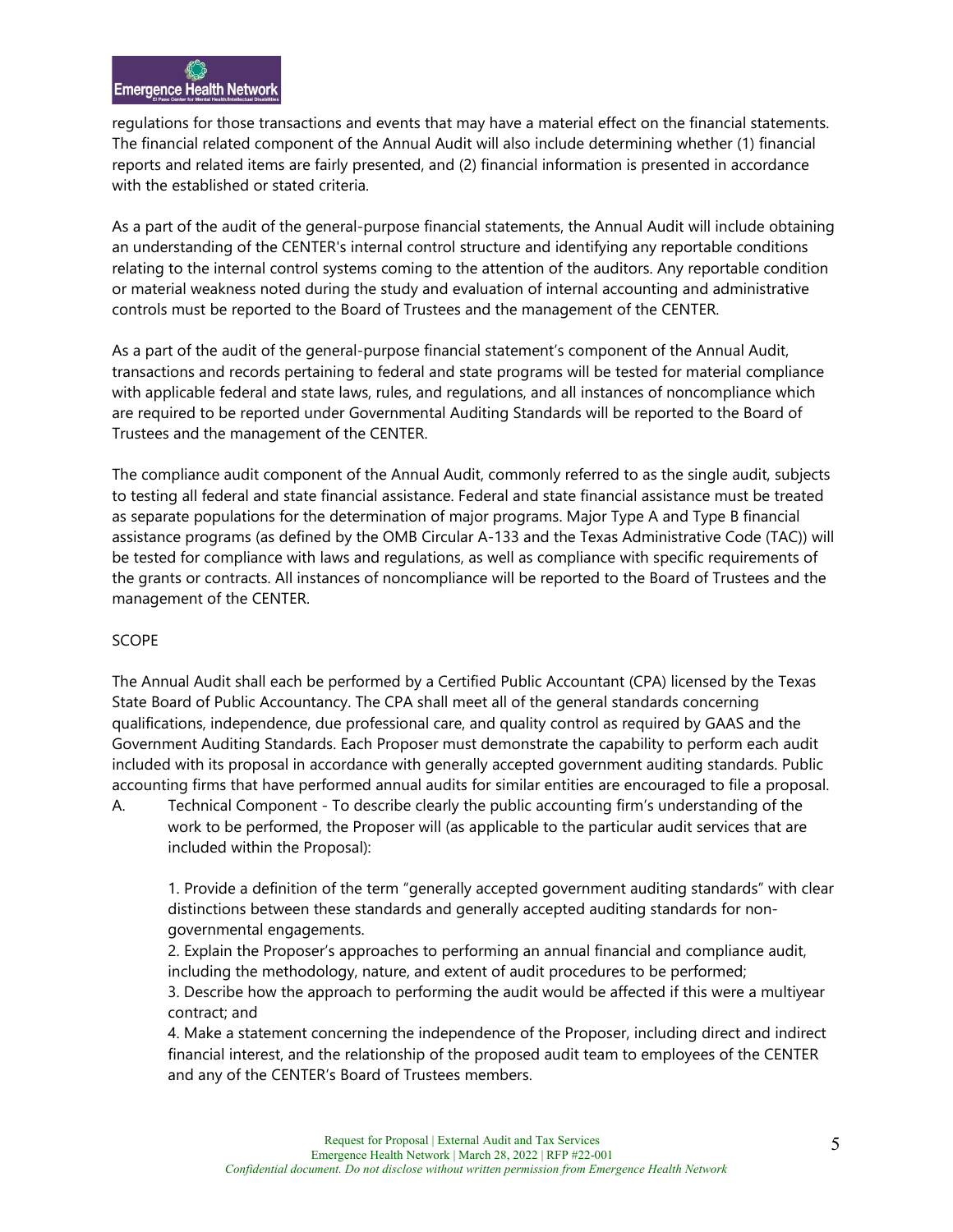regulations for those transactions and events that may have a material effect on the financial statements. The financial related component of the Annual Audit will also include determining whether (1) financial reports and related items are fairly presented, and (2) financial information is presented in accordance with the established or stated criteria.

As a part of the audit of the general-purpose financial statements, the Annual Audit will include obtaining an understanding of the CENTER's internal control structure and identifying any reportable conditions relating to the internal control systems coming to the attention of the auditors. Any reportable condition or material weakness noted during the study and evaluation of internal accounting and administrative controls must be reported to the Board of Trustees and the management of the CENTER.

As a part of the audit of the general-purpose financial statement's component of the Annual Audit, transactions and records pertaining to federal and state programs will be tested for material compliance with applicable federal and state laws, rules, and regulations, and all instances of noncompliance which are required to be reported under Governmental Auditing Standards will be reported to the Board of Trustees and the management of the CENTER.

The compliance audit component of the Annual Audit, commonly referred to as the single audit, subjects to testing all federal and state financial assistance. Federal and state financial assistance must be treated as separate populations for the determination of major programs. Major Type A and Type B financial assistance programs (as defined by the OMB Circular A-133 and the Texas Administrative Code (TAC)) will be tested for compliance with laws and regulations, as well as compliance with specific requirements of the grants or contracts. All instances of noncompliance will be reported to the Board of Trustees and the management of the CENTER.

## SCOPE

The Annual Audit shall each be performed by a Certified Public Accountant (CPA) licensed by the Texas State Board of Public Accountancy. The CPA shall meet all of the general standards concerning qualifications, independence, due professional care, and quality control as required by GAAS and the Government Auditing Standards. Each Proposer must demonstrate the capability to perform each audit included with its proposal in accordance with generally accepted government auditing standards. Public accounting firms that have performed annual audits for similar entities are encouraged to file a proposal.

A. Technical Component - To describe clearly the public accounting firm's understanding of the work to be performed, the Proposer will (as applicable to the particular audit services that are included within the Proposal):

1. Provide a definition of the term "generally accepted government auditing standards" with clear distinctions between these standards and generally accepted auditing standards for non-governmental engagements.
2. Explain the Proposer's approaches to performing an annual financial and compliance audit, including the methodology, nature, and extent of audit procedures to be performed;
3. Describe how the approach to performing the audit would be affected if this were a multiyear contract; and
4. Make a statement concerning the independence of the Proposer, including direct and indirect financial interest, and the relationship of the proposed audit team to employees of the CENTER and any of the CENTER's Board of Trustees members.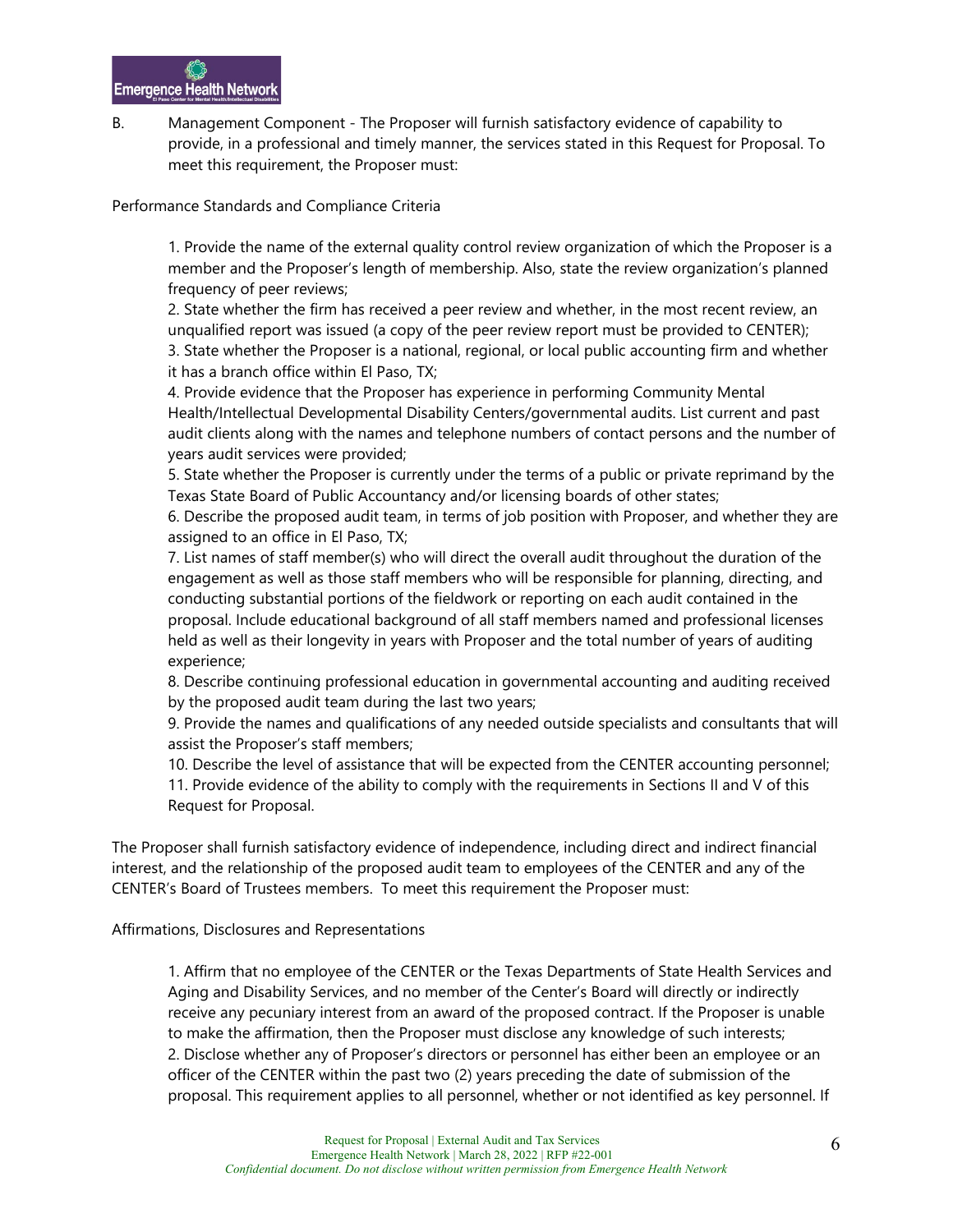B. Management Component - The Proposer will furnish satisfactory evidence of capability to provide, in a professional and timely manner, the services stated in this Request for Proposal. To meet this requirement, the Proposer must:

Performance Standards and Compliance Criteria

1. Provide the name of the external quality control review organization of which the Proposer is a member and the Proposer's length of membership. Also, state the review organization's planned frequency of peer reviews;
2. State whether the firm has received a peer review and whether, in the most recent review, an unqualified report was issued (a copy of the peer review report must be provided to CENTER);
3. State whether the Proposer is a national, regional, or local public accounting firm and whether it has a branch office within El Paso, TX;
4. Provide evidence that the Proposer has experience in performing Community Mental Health/Intellectual Developmental Disability Centers/governmental audits. List current and past audit clients along with the names and telephone numbers of contact persons and the number of years audit services were provided;
5. State whether the Proposer is currently under the terms of a public or private reprimand by the Texas State Board of Public Accountancy and/or licensing boards of other states;
6. Describe the proposed audit team, in terms of job position with Proposer, and whether they are assigned to an office in El Paso, TX;
7. List names of staff member(s) who will direct the overall audit throughout the duration of the engagement as well as those staff members who will be responsible for planning, directing, and conducting substantial portions of the fieldwork or reporting on each audit contained in the proposal. Include educational background of all staff members named and professional licenses held as well as their longevity in years with Proposer and the total number of years of auditing experience;
8. Describe continuing professional education in governmental accounting and auditing received by the proposed audit team during the last two years;
9. Provide the names and qualifications of any needed outside specialists and consultants that will assist the Proposer's staff members;
10. Describe the level of assistance that will be expected from the CENTER accounting personnel;
11. Provide evidence of the ability to comply with the requirements in Sections II and V of this Request for Proposal.

The Proposer shall furnish satisfactory evidence of independence, including direct and indirect financial interest, and the relationship of the proposed audit team to employees of the CENTER and any of the CENTER's Board of Trustees members. To meet this requirement the Proposer must:

Affirmations, Disclosures and Representations

1. Affirm that no employee of the CENTER or the Texas Departments of State Health Services and Aging and Disability Services, and no member of the Center's Board will directly or indirectly receive any pecuniary interest from an award of the proposed contract. If the Proposer is unable to make the affirmation, then the Proposer must disclose any knowledge of such interests;
2. Disclose whether any of Proposer's directors or personnel has either been an employee or an officer of the CENTER within the past two (2) years preceding the date of submission of the proposal. This requirement applies to all personnel, whether or not identified as key personnel. If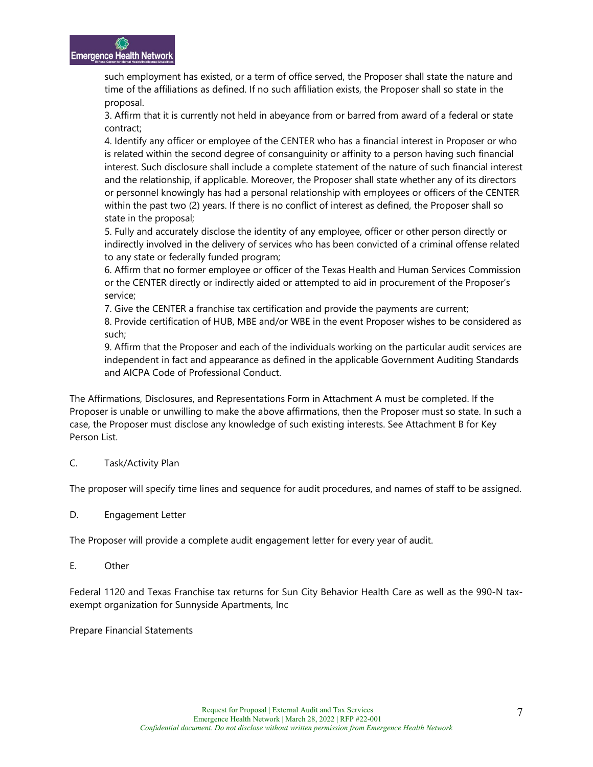such employment has existed, or a term of office served, the Proposer shall state the nature and time of the affiliations as defined. If no such affiliation exists, the Proposer shall so state in the proposal.

3. Affirm that it is currently not held in abeyance from or barred from award of a federal or state contract;
4. Identify any officer or employee of the CENTER who has a financial interest in Proposer or who is related within the second degree of consanguinity or affinity to a person having such financial interest. Such disclosure shall include a complete statement of the nature of such financial interest and the relationship, if applicable. Moreover, the Proposer shall state whether any of its directors or personnel knowingly has had a personal relationship with employees or officers of the CENTER within the past two (2) years. If there is no conflict of interest as defined, the Proposer shall so state in the proposal;
5. Fully and accurately disclose the identity of any employee, officer or other person directly or indirectly involved in the delivery of services who has been convicted of a criminal offense related to any state or federally funded program;
6. Affirm that no former employee or officer of the Texas Health and Human Services Commission or the CENTER directly or indirectly aided or attempted to aid in procurement of the Proposer's service;
7. Give the CENTER a franchise tax certification and provide the payments are current;
8. Provide certification of HUB, MBE and/or WBE in the event Proposer wishes to be considered as such;
9. Affirm that the Proposer and each of the individuals working on the particular audit services are independent in fact and appearance as defined in the applicable Government Auditing Standards and AICPA Code of Professional Conduct.

The Affirmations, Disclosures, and Representations Form in Attachment A must be completed. If the Proposer is unable or unwilling to make the above affirmations, then the Proposer must so state. In such a case, the Proposer must disclose any knowledge of such existing interests. See Attachment B for Key Person List.

C. Task/Activity Plan

The proposer will specify time lines and sequence for audit procedures, and names of staff to be assigned.

D. Engagement Letter

The Proposer will provide a complete audit engagement letter for every year of audit.

E. Other

Federal 1120 and Texas Franchise tax returns for Sun City Behavior Health Care as well as the 990-N tax-exempt organization for Sunnyside Apartments, Inc

Prepare Financial Statements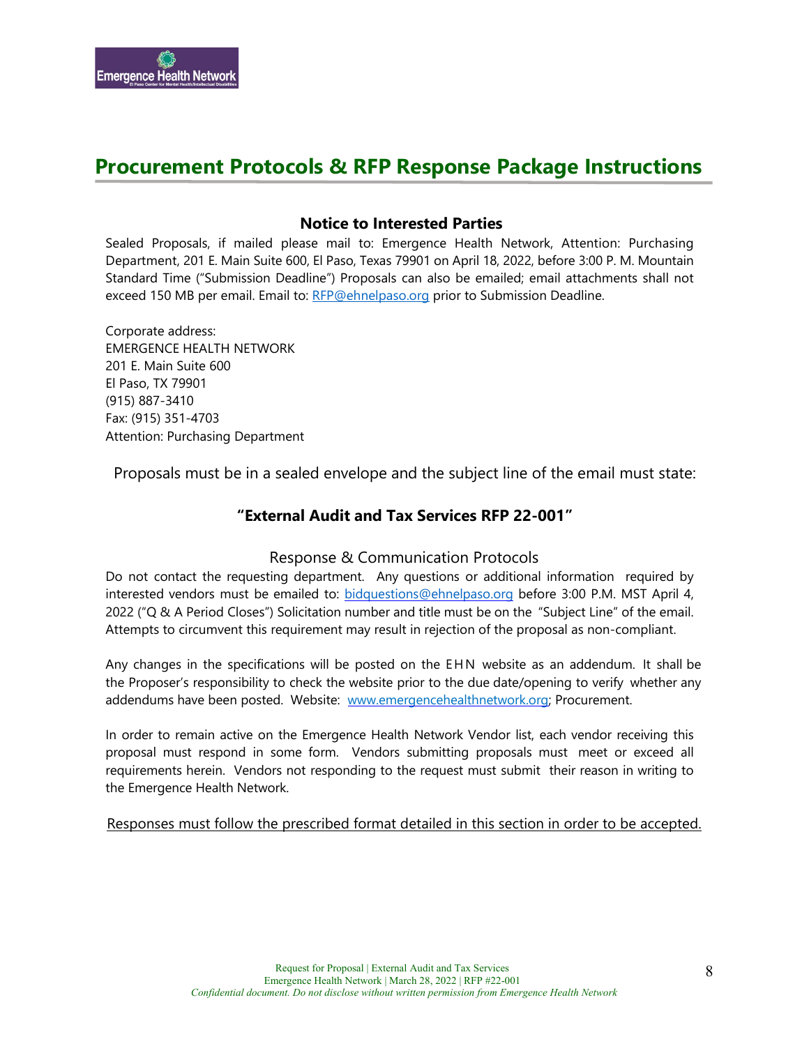# Procurement Protocols & RFP Response Package Instructions

### Notice to Interested Parties

Sealed Proposals, if mailed please mail to: Emergence Health Network, Attention: Purchasing Department, 201 E. Main Suite 600, El Paso, Texas 79901 on April 18, 2022, before 3:00 P. M. Mountain Standard Time ("Submission Deadline") Proposals can also be emailed; email attachments shall not exceed 150 MB per email. Email to: RFP@ehnelpaso.org prior to Submission Deadline.

Corporate address:
EMERGENCE HEALTH NETWORK
201 E. Main Suite 600
El Paso, TX 79901
(915) 887-3410
Fax: (915) 351-4703
Attention: Purchasing Department

Proposals must be in a sealed envelope and the subject line of the email must state:

**"External Audit and Tax Services RFP 22-001"**

Response & Communication Protocols

Do not contact the requesting department. Any questions or additional information required by interested vendors must be emailed to: bidquestions@ehnelpaso.org before 3:00 P.M. MST April 4, 2022 ("Q & A Period Closes") Solicitation number and title must be on the "Subject Line" of the email. Attempts to circumvent this requirement may result in rejection of the proposal as non-compliant.

Any changes in the specifications will be posted on the EHN website as an addendum. It shall be the Proposer's responsibility to check the website prior to the due date/opening to verify whether any addendums have been posted. Website: www.emergencehealthnetwork.org; Procurement.

In order to remain active on the Emergence Health Network Vendor list, each vendor receiving this proposal must respond in some form. Vendors submitting proposals must meet or exceed all requirements herein. Vendors not responding to the request must submit their reason in writing to the Emergence Health Network.

Responses must follow the prescribed format detailed in this section in order to be accepted.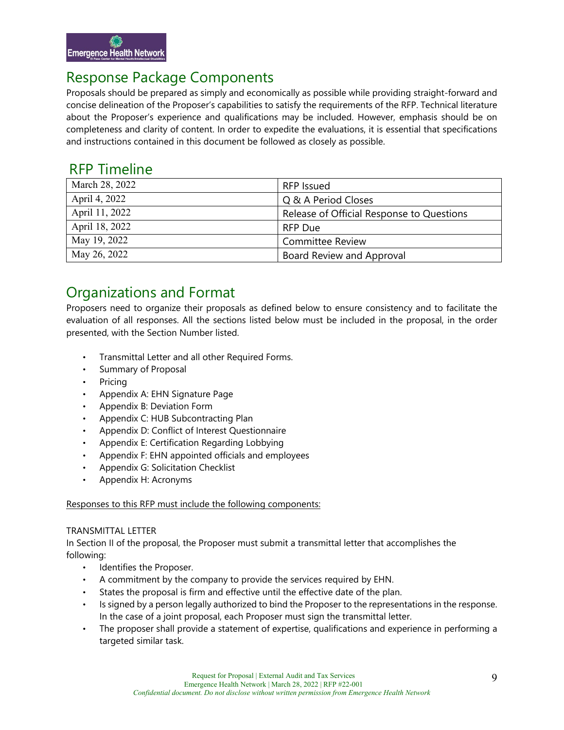## Response Package Components

Proposals should be prepared as simply and economically as possible while providing straight-forward and concise delineation of the Proposer's capabilities to satisfy the requirements of the RFP. Technical literature about the Proposer's experience and qualifications may be included. However, emphasis should be on completeness and clarity of content. In order to expedite the evaluations, it is essential that specifications and instructions contained in this document be followed as closely as possible.

## RFP Timeline

| | |
|---|---|
| March 28, 2022 | RFP Issued |
| April 4, 2022 | Q & A Period Closes |
| April 11, 2022 | Release of Official Response to Questions |
| April 18, 2022 | RFP Due |
| May 19, 2022 | Committee Review |
| May 26, 2022 | Board Review and Approval |

## Organizations and Format

Proposers need to organize their proposals as defined below to ensure consistency and to facilitate the evaluation of all responses. All the sections listed below must be included in the proposal, in the order presented, with the Section Number listed.

- Transmittal Letter and all other Required Forms.
- Summary of Proposal
- Pricing
- Appendix A: EHN Signature Page
- Appendix B: Deviation Form
- Appendix C: HUB Subcontracting Plan
- Appendix D: Conflict of Interest Questionnaire
- Appendix E: Certification Regarding Lobbying
- Appendix F: EHN appointed officials and employees
- Appendix G: Solicitation Checklist
- Appendix H: Acronyms

Responses to this RFP must include the following components:

TRANSMITTAL LETTER

In Section II of the proposal, the Proposer must submit a transmittal letter that accomplishes the following:

- Identifies the Proposer.
- A commitment by the company to provide the services required by EHN.
- States the proposal is firm and effective until the effective date of the plan.
- Is signed by a person legally authorized to bind the Proposer to the representations in the response. In the case of a joint proposal, each Proposer must sign the transmittal letter.
- The proposer shall provide a statement of expertise, qualifications and experience in performing a targeted similar task.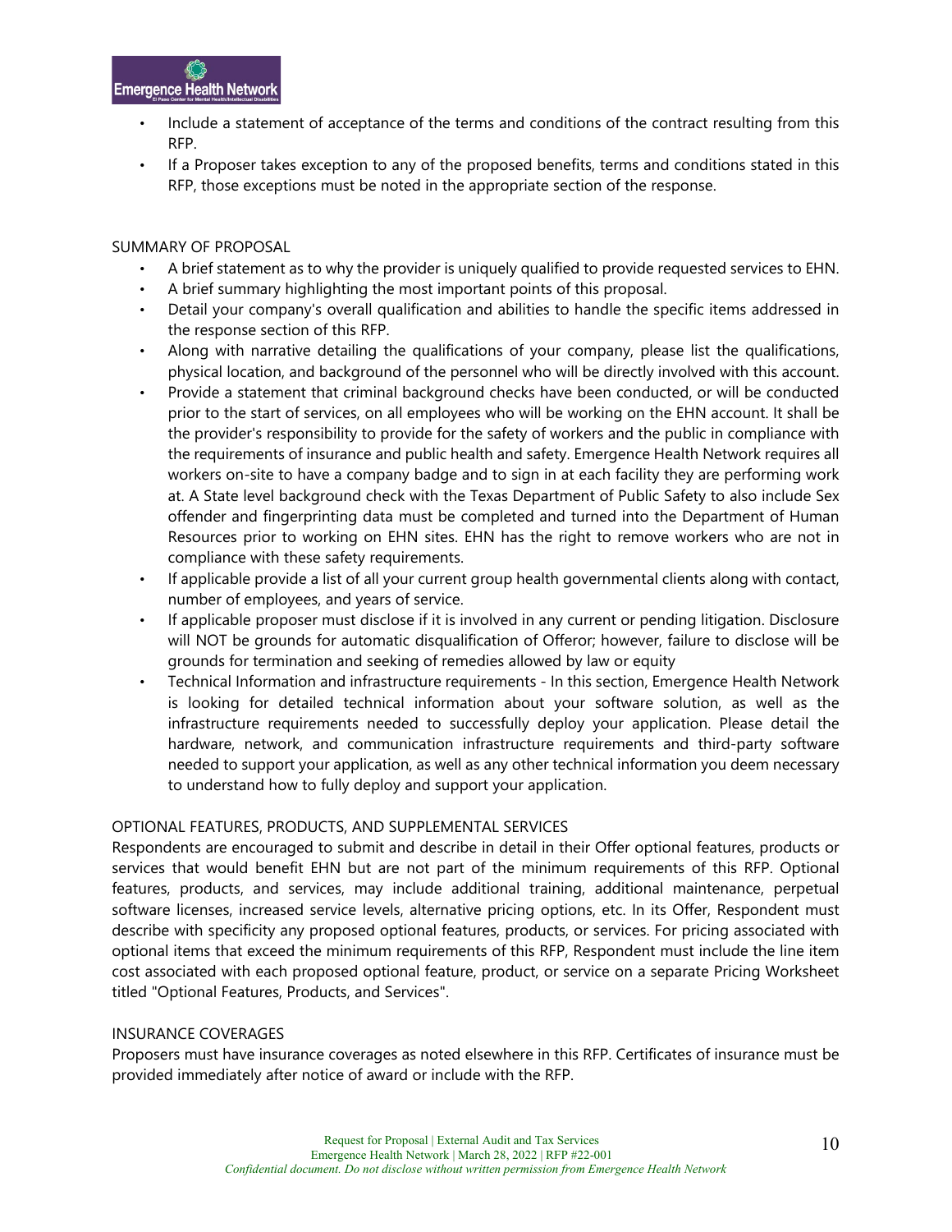- Include a statement of acceptance of the terms and conditions of the contract resulting from this RFP.
- If a Proposer takes exception to any of the proposed benefits, terms and conditions stated in this RFP, those exceptions must be noted in the appropriate section of the response.

## SUMMARY OF PROPOSAL

- A brief statement as to why the provider is uniquely qualified to provide requested services to EHN.
- A brief summary highlighting the most important points of this proposal.
- Detail your company's overall qualification and abilities to handle the specific items addressed in the response section of this RFP.
- Along with narrative detailing the qualifications of your company, please list the qualifications, physical location, and background of the personnel who will be directly involved with this account.
- Provide a statement that criminal background checks have been conducted, or will be conducted prior to the start of services, on all employees who will be working on the EHN account. It shall be the provider's responsibility to provide for the safety of workers and the public in compliance with the requirements of insurance and public health and safety. Emergence Health Network requires all workers on-site to have a company badge and to sign in at each facility they are performing work at. A State level background check with the Texas Department of Public Safety to also include Sex offender and fingerprinting data must be completed and turned into the Department of Human Resources prior to working on EHN sites. EHN has the right to remove workers who are not in compliance with these safety requirements.
- If applicable provide a list of all your current group health governmental clients along with contact, number of employees, and years of service.
- If applicable proposer must disclose if it is involved in any current or pending litigation. Disclosure will NOT be grounds for automatic disqualification of Offeror; however, failure to disclose will be grounds for termination and seeking of remedies allowed by law or equity
- Technical Information and infrastructure requirements - In this section, Emergence Health Network is looking for detailed technical information about your software solution, as well as the infrastructure requirements needed to successfully deploy your application. Please detail the hardware, network, and communication infrastructure requirements and third-party software needed to support your application, as well as any other technical information you deem necessary to understand how to fully deploy and support your application.

## OPTIONAL FEATURES, PRODUCTS, AND SUPPLEMENTAL SERVICES

Respondents are encouraged to submit and describe in detail in their Offer optional features, products or services that would benefit EHN but are not part of the minimum requirements of this RFP. Optional features, products, and services, may include additional training, additional maintenance, perpetual software licenses, increased service levels, alternative pricing options, etc. In its Offer, Respondent must describe with specificity any proposed optional features, products, or services. For pricing associated with optional items that exceed the minimum requirements of this RFP, Respondent must include the line item cost associated with each proposed optional feature, product, or service on a separate Pricing Worksheet titled "Optional Features, Products, and Services".

## INSURANCE COVERAGES

Proposers must have insurance coverages as noted elsewhere in this RFP. Certificates of insurance must be provided immediately after notice of award or include with the RFP.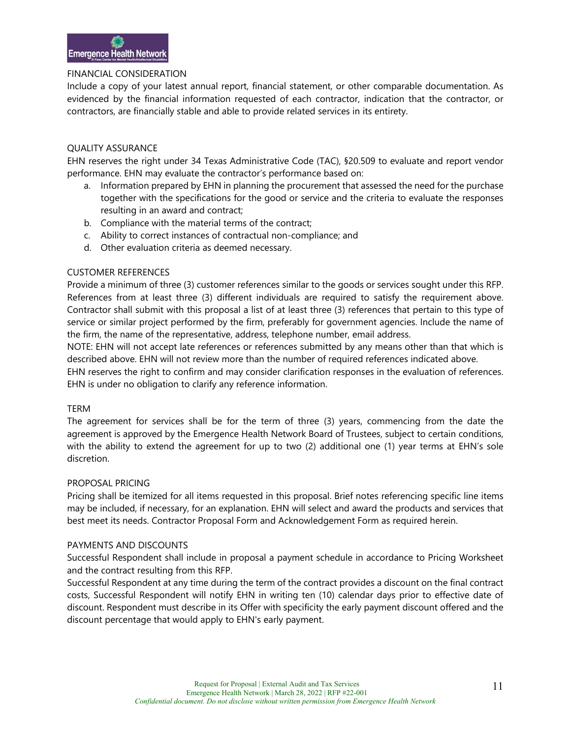### FINANCIAL CONSIDERATION

Include a copy of your latest annual report, financial statement, or other comparable documentation. As evidenced by the financial information requested of each contractor, indication that the contractor, or contractors, are financially stable and able to provide related services in its entirety.

### QUALITY ASSURANCE

EHN reserves the right under 34 Texas Administrative Code (TAC), §20.509 to evaluate and report vendor performance. EHN may evaluate the contractor's performance based on:

a. Information prepared by EHN in planning the procurement that assessed the need for the purchase together with the specifications for the good or service and the criteria to evaluate the responses resulting in an award and contract;
b. Compliance with the material terms of the contract;
c. Ability to correct instances of contractual non-compliance; and
d. Other evaluation criteria as deemed necessary.

### CUSTOMER REFERENCES

Provide a minimum of three (3) customer references similar to the goods or services sought under this RFP. References from at least three (3) different individuals are required to satisfy the requirement above. Contractor shall submit with this proposal a list of at least three (3) references that pertain to this type of service or similar project performed by the firm, preferably for government agencies. Include the name of the firm, the name of the representative, address, telephone number, email address.

NOTE: EHN will not accept late references or references submitted by any means other than that which is described above. EHN will not review more than the number of required references indicated above.

EHN reserves the right to confirm and may consider clarification responses in the evaluation of references. EHN is under no obligation to clarify any reference information.

### TERM

The agreement for services shall be for the term of three (3) years, commencing from the date the agreement is approved by the Emergence Health Network Board of Trustees, subject to certain conditions, with the ability to extend the agreement for up to two (2) additional one (1) year terms at EHN's sole discretion.

### PROPOSAL PRICING

Pricing shall be itemized for all items requested in this proposal. Brief notes referencing specific line items may be included, if necessary, for an explanation. EHN will select and award the products and services that best meet its needs. Contractor Proposal Form and Acknowledgement Form as required herein.

### PAYMENTS AND DISCOUNTS

Successful Respondent shall include in proposal a payment schedule in accordance to Pricing Worksheet and the contract resulting from this RFP.

Successful Respondent at any time during the term of the contract provides a discount on the final contract costs, Successful Respondent will notify EHN in writing ten (10) calendar days prior to effective date of discount. Respondent must describe in its Offer with specificity the early payment discount offered and the discount percentage that would apply to EHN's early payment.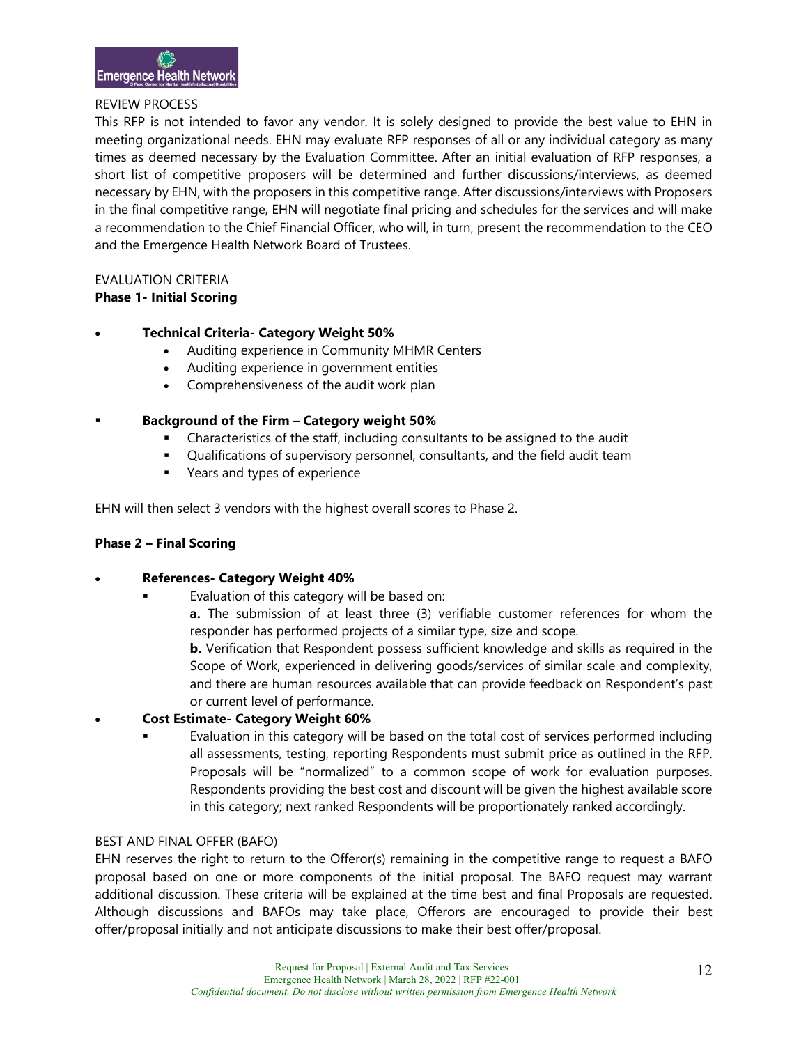REVIEW PROCESS

This RFP is not intended to favor any vendor. It is solely designed to provide the best value to EHN in meeting organizational needs. EHN may evaluate RFP responses of all or any individual category as many times as deemed necessary by the Evaluation Committee. After an initial evaluation of RFP responses, a short list of competitive proposers will be determined and further discussions/interviews, as deemed necessary by EHN, with the proposers in this competitive range. After discussions/interviews with Proposers in the final competitive range, EHN will negotiate final pricing and schedules for the services and will make a recommendation to the Chief Financial Officer, who will, in turn, present the recommendation to the CEO and the Emergence Health Network Board of Trustees.

EVALUATION CRITERIA

**Phase 1- Initial Scoring**

- **Technical Criteria- Category Weight 50%**
  - Auditing experience in Community MHMR Centers
  - Auditing experience in government entities
  - Comprehensiveness of the audit work plan

- **Background of the Firm – Category weight 50%**
  - Characteristics of the staff, including consultants to be assigned to the audit
  - Qualifications of supervisory personnel, consultants, and the field audit team
  - Years and types of experience

EHN will then select 3 vendors with the highest overall scores to Phase 2.

**Phase 2 – Final Scoring**

- **References- Category Weight 40%**
  - Evaluation of this category will be based on:

    **a.** The submission of at least three (3) verifiable customer references for whom the responder has performed projects of a similar type, size and scope.

    **b.** Verification that Respondent possess sufficient knowledge and skills as required in the Scope of Work, experienced in delivering goods/services of similar scale and complexity, and there are human resources available that can provide feedback on Respondent's past or current level of performance.
- **Cost Estimate- Category Weight 60%**
  - Evaluation in this category will be based on the total cost of services performed including all assessments, testing, reporting Respondents must submit price as outlined in the RFP. Proposals will be "normalized" to a common scope of work for evaluation purposes. Respondents providing the best cost and discount will be given the highest available score in this category; next ranked Respondents will be proportionately ranked accordingly.

BEST AND FINAL OFFER (BAFO)

EHN reserves the right to return to the Offeror(s) remaining in the competitive range to request a BAFO proposal based on one or more components of the initial proposal. The BAFO request may warrant additional discussion. These criteria will be explained at the time best and final Proposals are requested. Although discussions and BAFOs may take place, Offerors are encouraged to provide their best offer/proposal initially and not anticipate discussions to make their best offer/proposal.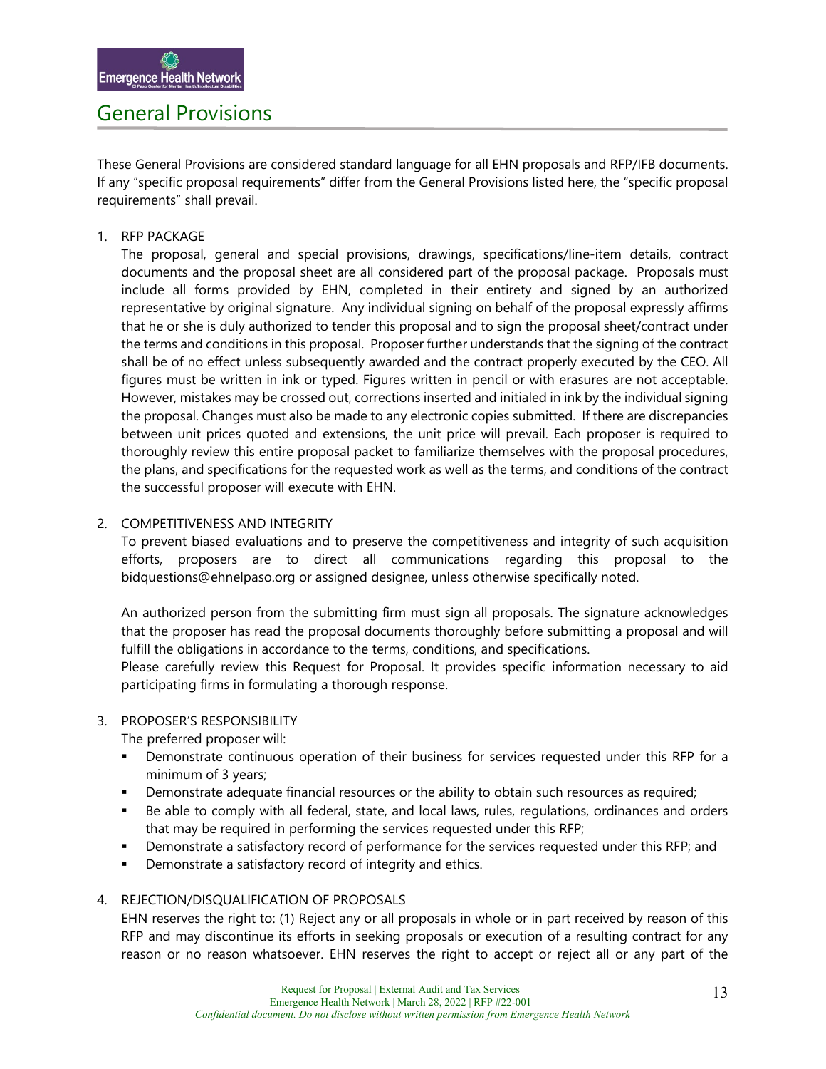# General Provisions

These General Provisions are considered standard language for all EHN proposals and RFP/IFB documents. If any "specific proposal requirements" differ from the General Provisions listed here, the "specific proposal requirements" shall prevail.

1. RFP PACKAGE

   The proposal, general and special provisions, drawings, specifications/line-item details, contract documents and the proposal sheet are all considered part of the proposal package. Proposals must include all forms provided by EHN, completed in their entirety and signed by an authorized representative by original signature. Any individual signing on behalf of the proposal expressly affirms that he or she is duly authorized to tender this proposal and to sign the proposal sheet/contract under the terms and conditions in this proposal. Proposer further understands that the signing of the contract shall be of no effect unless subsequently awarded and the contract properly executed by the CEO. All figures must be written in ink or typed. Figures written in pencil or with erasures are not acceptable. However, mistakes may be crossed out, corrections inserted and initialed in ink by the individual signing the proposal. Changes must also be made to any electronic copies submitted. If there are discrepancies between unit prices quoted and extensions, the unit price will prevail. Each proposer is required to thoroughly review this entire proposal packet to familiarize themselves with the proposal procedures, the plans, and specifications for the requested work as well as the terms, and conditions of the contract the successful proposer will execute with EHN.

2. COMPETITIVENESS AND INTEGRITY

   To prevent biased evaluations and to preserve the competitiveness and integrity of such acquisition efforts, proposers are to direct all communications regarding this proposal to the bidquestions@ehnelpaso.org or assigned designee, unless otherwise specifically noted.

   An authorized person from the submitting firm must sign all proposals. The signature acknowledges that the proposer has read the proposal documents thoroughly before submitting a proposal and will fulfill the obligations in accordance to the terms, conditions, and specifications.

   Please carefully review this Request for Proposal. It provides specific information necessary to aid participating firms in formulating a thorough response.

3. PROPOSER'S RESPONSIBILITY

   The preferred proposer will:

   - Demonstrate continuous operation of their business for services requested under this RFP for a minimum of 3 years;
   - Demonstrate adequate financial resources or the ability to obtain such resources as required;
   - Be able to comply with all federal, state, and local laws, rules, regulations, ordinances and orders that may be required in performing the services requested under this RFP;
   - Demonstrate a satisfactory record of performance for the services requested under this RFP; and
   - Demonstrate a satisfactory record of integrity and ethics.

4. REJECTION/DISQUALIFICATION OF PROPOSALS

   EHN reserves the right to: (1) Reject any or all proposals in whole or in part received by reason of this RFP and may discontinue its efforts in seeking proposals or execution of a resulting contract for any reason or no reason whatsoever. EHN reserves the right to accept or reject all or any part of the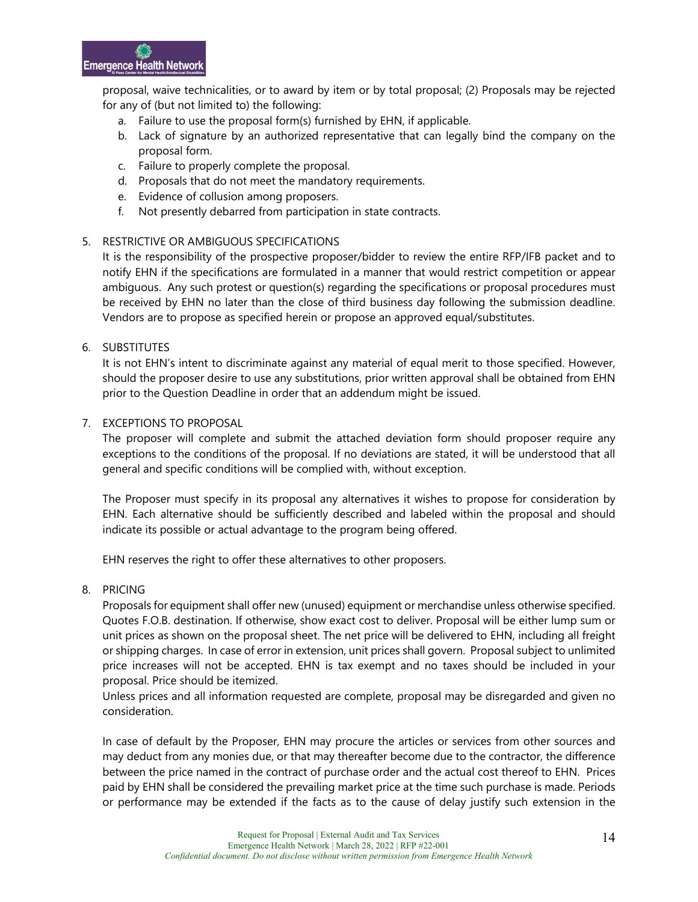proposal, waive technicalities, or to award by item or by total proposal; (2) Proposals may be rejected for any of (but not limited to) the following:

a. Failure to use the proposal form(s) furnished by EHN, if applicable.
b. Lack of signature by an authorized representative that can legally bind the company on the proposal form.
c. Failure to properly complete the proposal.
d. Proposals that do not meet the mandatory requirements.
e. Evidence of collusion among proposers.
f. Not presently debarred from participation in state contracts.

5. RESTRICTIVE OR AMBIGUOUS SPECIFICATIONS

It is the responsibility of the prospective proposer/bidder to review the entire RFP/IFB packet and to notify EHN if the specifications are formulated in a manner that would restrict competition or appear ambiguous. Any such protest or question(s) regarding the specifications or proposal procedures must be received by EHN no later than the close of third business day following the submission deadline. Vendors are to propose as specified herein or propose an approved equal/substitutes.

6. SUBSTITUTES

It is not EHN's intent to discriminate against any material of equal merit to those specified. However, should the proposer desire to use any substitutions, prior written approval shall be obtained from EHN prior to the Question Deadline in order that an addendum might be issued.

7. EXCEPTIONS TO PROPOSAL

The proposer will complete and submit the attached deviation form should proposer require any exceptions to the conditions of the proposal. If no deviations are stated, it will be understood that all general and specific conditions will be complied with, without exception.

The Proposer must specify in its proposal any alternatives it wishes to propose for consideration by EHN. Each alternative should be sufficiently described and labeled within the proposal and should indicate its possible or actual advantage to the program being offered.

EHN reserves the right to offer these alternatives to other proposers.

8. PRICING

Proposals for equipment shall offer new (unused) equipment or merchandise unless otherwise specified. Quotes F.O.B. destination. If otherwise, show exact cost to deliver. Proposal will be either lump sum or unit prices as shown on the proposal sheet. The net price will be delivered to EHN, including all freight or shipping charges. In case of error in extension, unit prices shall govern. Proposal subject to unlimited price increases will not be accepted. EHN is tax exempt and no taxes should be included in your proposal. Price should be itemized.
Unless prices and all information requested are complete, proposal may be disregarded and given no consideration.

In case of default by the Proposer, EHN may procure the articles or services from other sources and may deduct from any monies due, or that may thereafter become due to the contractor, the difference between the price named in the contract of purchase order and the actual cost thereof to EHN. Prices paid by EHN shall be considered the prevailing market price at the time such purchase is made. Periods or performance may be extended if the facts as to the cause of delay justify such extension in the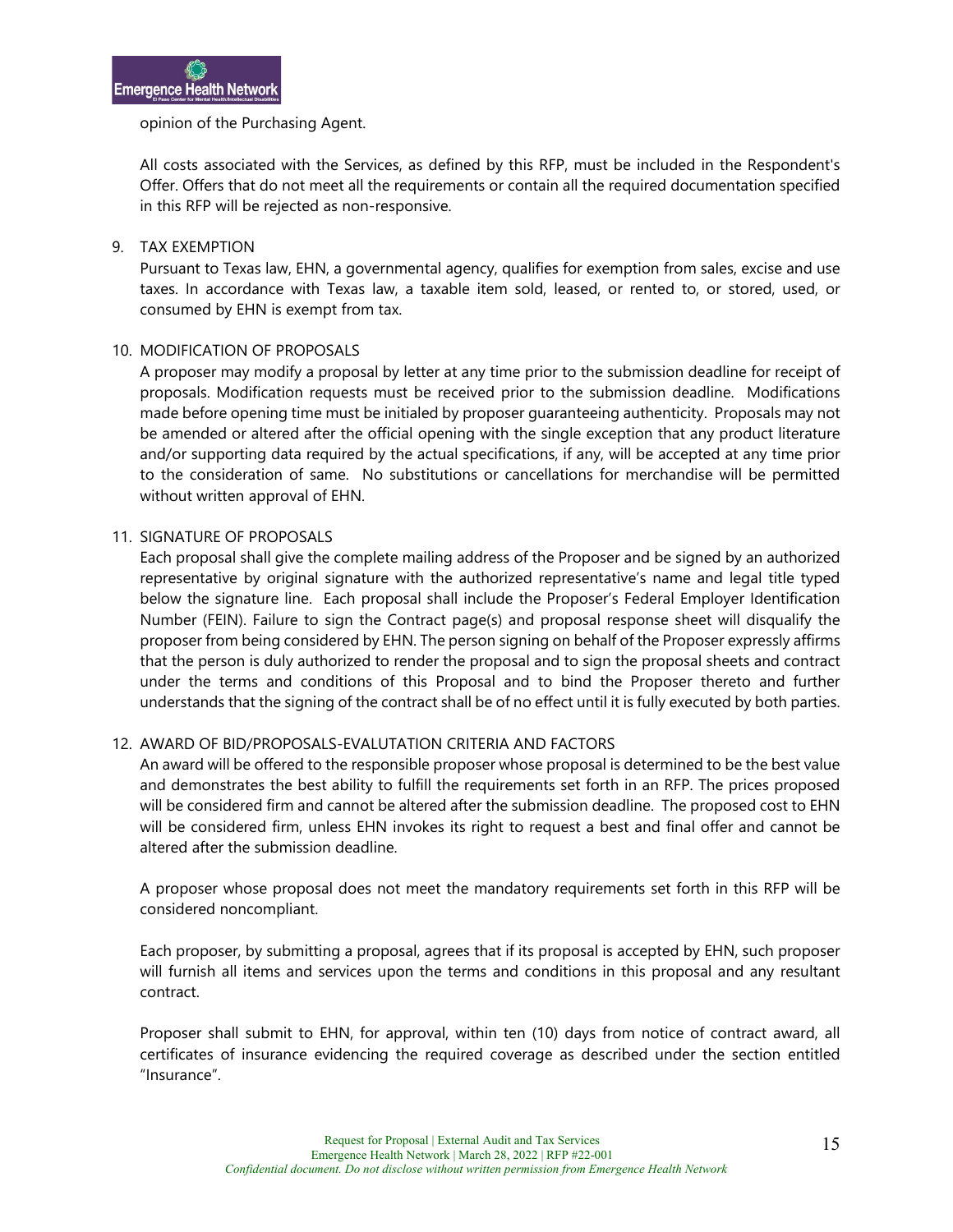opinion of the Purchasing Agent.

All costs associated with the Services, as defined by this RFP, must be included in the Respondent's Offer. Offers that do not meet all the requirements or contain all the required documentation specified in this RFP will be rejected as non-responsive.

9. TAX EXEMPTION

   Pursuant to Texas law, EHN, a governmental agency, qualifies for exemption from sales, excise and use taxes. In accordance with Texas law, a taxable item sold, leased, or rented to, or stored, used, or consumed by EHN is exempt from tax.

10. MODIFICATION OF PROPOSALS

    A proposer may modify a proposal by letter at any time prior to the submission deadline for receipt of proposals. Modification requests must be received prior to the submission deadline. Modifications made before opening time must be initialed by proposer guaranteeing authenticity. Proposals may not be amended or altered after the official opening with the single exception that any product literature and/or supporting data required by the actual specifications, if any, will be accepted at any time prior to the consideration of same. No substitutions or cancellations for merchandise will be permitted without written approval of EHN.

11. SIGNATURE OF PROPOSALS

    Each proposal shall give the complete mailing address of the Proposer and be signed by an authorized representative by original signature with the authorized representative's name and legal title typed below the signature line. Each proposal shall include the Proposer's Federal Employer Identification Number (FEIN). Failure to sign the Contract page(s) and proposal response sheet will disqualify the proposer from being considered by EHN. The person signing on behalf of the Proposer expressly affirms that the person is duly authorized to render the proposal and to sign the proposal sheets and contract under the terms and conditions of this Proposal and to bind the Proposer thereto and further understands that the signing of the contract shall be of no effect until it is fully executed by both parties.

12. AWARD OF BID/PROPOSALS-EVALUTATION CRITERIA AND FACTORS

    An award will be offered to the responsible proposer whose proposal is determined to be the best value and demonstrates the best ability to fulfill the requirements set forth in an RFP. The prices proposed will be considered firm and cannot be altered after the submission deadline. The proposed cost to EHN will be considered firm, unless EHN invokes its right to request a best and final offer and cannot be altered after the submission deadline.

    A proposer whose proposal does not meet the mandatory requirements set forth in this RFP will be considered noncompliant.

    Each proposer, by submitting a proposal, agrees that if its proposal is accepted by EHN, such proposer will furnish all items and services upon the terms and conditions in this proposal and any resultant contract.

    Proposer shall submit to EHN, for approval, within ten (10) days from notice of contract award, all certificates of insurance evidencing the required coverage as described under the section entitled "Insurance".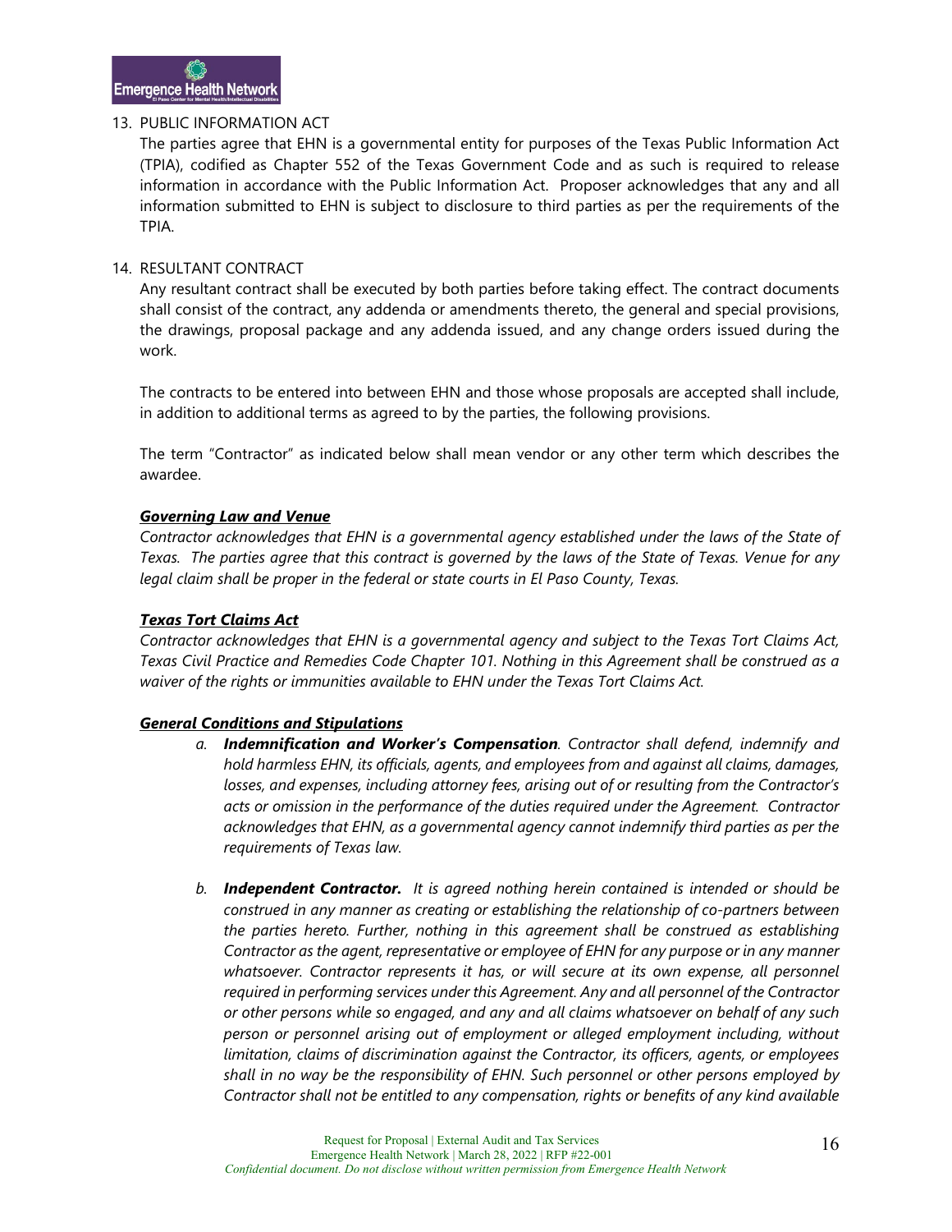13. PUBLIC INFORMATION ACT

The parties agree that EHN is a governmental entity for purposes of the Texas Public Information Act (TPIA), codified as Chapter 552 of the Texas Government Code and as such is required to release information in accordance with the Public Information Act. Proposer acknowledges that any and all information submitted to EHN is subject to disclosure to third parties as per the requirements of the TPIA.

14. RESULTANT CONTRACT

Any resultant contract shall be executed by both parties before taking effect. The contract documents shall consist of the contract, any addenda or amendments thereto, the general and special provisions, the drawings, proposal package and any addenda issued, and any change orders issued during the work.

The contracts to be entered into between EHN and those whose proposals are accepted shall include, in addition to additional terms as agreed to by the parties, the following provisions.

The term "Contractor" as indicated below shall mean vendor or any other term which describes the awardee.

***Governing Law and Venue***

*Contractor acknowledges that EHN is a governmental agency established under the laws of the State of Texas. The parties agree that this contract is governed by the laws of the State of Texas. Venue for any legal claim shall be proper in the federal or state courts in El Paso County, Texas.*

***Texas Tort Claims Act***

*Contractor acknowledges that EHN is a governmental agency and subject to the Texas Tort Claims Act, Texas Civil Practice and Remedies Code Chapter 101. Nothing in this Agreement shall be construed as a waiver of the rights or immunities available to EHN under the Texas Tort Claims Act.*

***General Conditions and Stipulations***

a. ***Indemnification and Worker's Compensation***. *Contractor shall defend, indemnify and hold harmless EHN, its officials, agents, and employees from and against all claims, damages, losses, and expenses, including attorney fees, arising out of or resulting from the Contractor's acts or omission in the performance of the duties required under the Agreement. Contractor acknowledges that EHN, as a governmental agency cannot indemnify third parties as per the requirements of Texas law.*

b. ***Independent Contractor.*** *It is agreed nothing herein contained is intended or should be construed in any manner as creating or establishing the relationship of co-partners between the parties hereto. Further, nothing in this agreement shall be construed as establishing Contractor as the agent, representative or employee of EHN for any purpose or in any manner whatsoever. Contractor represents it has, or will secure at its own expense, all personnel required in performing services under this Agreement. Any and all personnel of the Contractor or other persons while so engaged, and any and all claims whatsoever on behalf of any such person or personnel arising out of employment or alleged employment including, without limitation, claims of discrimination against the Contractor, its officers, agents, or employees shall in no way be the responsibility of EHN. Such personnel or other persons employed by Contractor shall not be entitled to any compensation, rights or benefits of any kind available*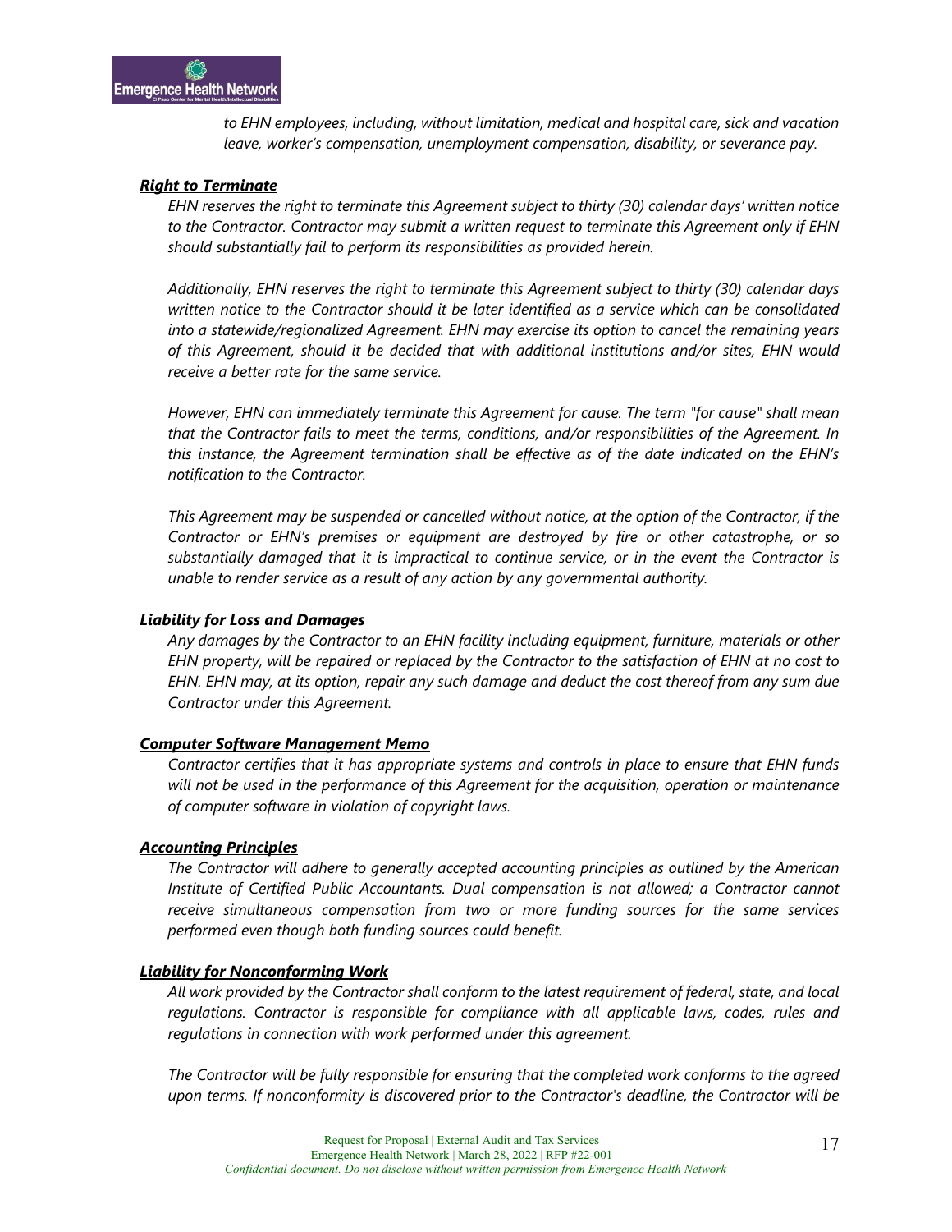*to EHN employees, including, without limitation, medical and hospital care, sick and vacation leave, worker's compensation, unemployment compensation, disability, or severance pay.*

***Right to Terminate***

*EHN reserves the right to terminate this Agreement subject to thirty (30) calendar days' written notice to the Contractor. Contractor may submit a written request to terminate this Agreement only if EHN should substantially fail to perform its responsibilities as provided herein.*

*Additionally, EHN reserves the right to terminate this Agreement subject to thirty (30) calendar days written notice to the Contractor should it be later identified as a service which can be consolidated into a statewide/regionalized Agreement. EHN may exercise its option to cancel the remaining years of this Agreement, should it be decided that with additional institutions and/or sites, EHN would receive a better rate for the same service.*

*However, EHN can immediately terminate this Agreement for cause. The term "for cause" shall mean that the Contractor fails to meet the terms, conditions, and/or responsibilities of the Agreement. In this instance, the Agreement termination shall be effective as of the date indicated on the EHN's notification to the Contractor.*

*This Agreement may be suspended or cancelled without notice, at the option of the Contractor, if the Contractor or EHN's premises or equipment are destroyed by fire or other catastrophe, or so substantially damaged that it is impractical to continue service, or in the event the Contractor is unable to render service as a result of any action by any governmental authority.*

***Liability for Loss and Damages***

*Any damages by the Contractor to an EHN facility including equipment, furniture, materials or other EHN property, will be repaired or replaced by the Contractor to the satisfaction of EHN at no cost to EHN. EHN may, at its option, repair any such damage and deduct the cost thereof from any sum due Contractor under this Agreement.*

***Computer Software Management Memo***

*Contractor certifies that it has appropriate systems and controls in place to ensure that EHN funds will not be used in the performance of this Agreement for the acquisition, operation or maintenance of computer software in violation of copyright laws.*

***Accounting Principles***

*The Contractor will adhere to generally accepted accounting principles as outlined by the American Institute of Certified Public Accountants. Dual compensation is not allowed; a Contractor cannot receive simultaneous compensation from two or more funding sources for the same services performed even though both funding sources could benefit.*

***Liability for Nonconforming Work***

*All work provided by the Contractor shall conform to the latest requirement of federal, state, and local regulations. Contractor is responsible for compliance with all applicable laws, codes, rules and regulations in connection with work performed under this agreement.*

*The Contractor will be fully responsible for ensuring that the completed work conforms to the agreed upon terms. If nonconformity is discovered prior to the Contractor's deadline, the Contractor will be*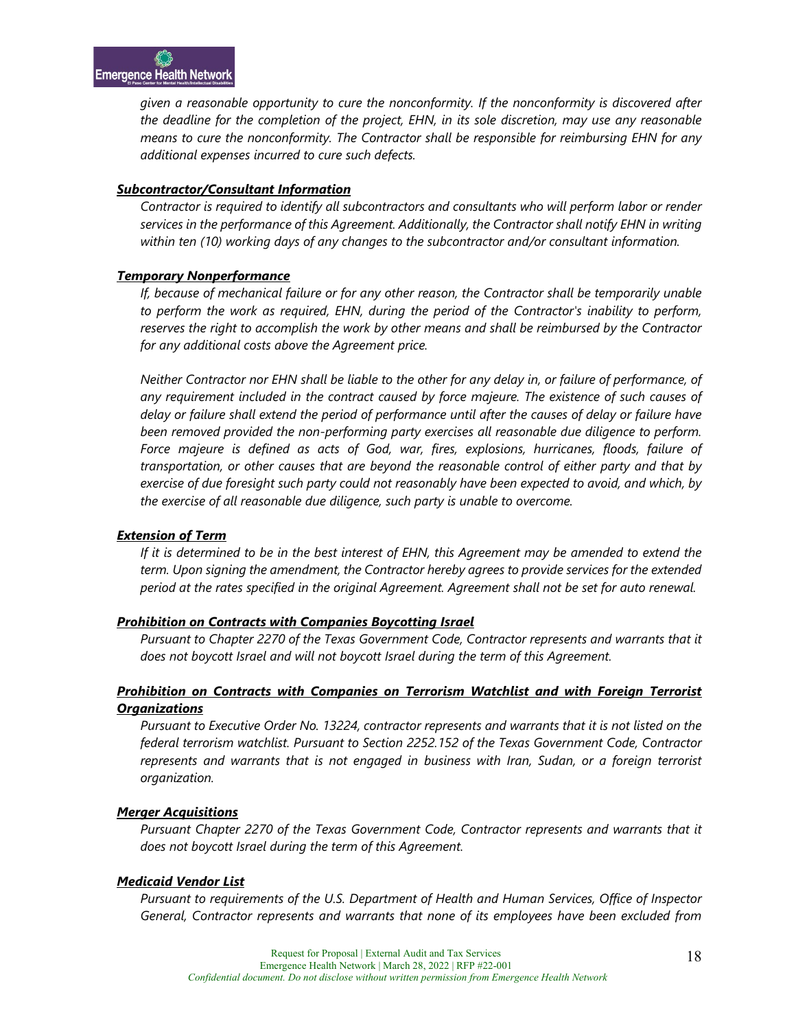*given a reasonable opportunity to cure the nonconformity. If the nonconformity is discovered after the deadline for the completion of the project, EHN, in its sole discretion, may use any reasonable means to cure the nonconformity. The Contractor shall be responsible for reimbursing EHN for any additional expenses incurred to cure such defects.*

***Subcontractor/Consultant Information***

*Contractor is required to identify all subcontractors and consultants who will perform labor or render services in the performance of this Agreement. Additionally, the Contractor shall notify EHN in writing within ten (10) working days of any changes to the subcontractor and/or consultant information.*

***Temporary Nonperformance***

*If, because of mechanical failure or for any other reason, the Contractor shall be temporarily unable to perform the work as required, EHN, during the period of the Contractor's inability to perform, reserves the right to accomplish the work by other means and shall be reimbursed by the Contractor for any additional costs above the Agreement price.*

*Neither Contractor nor EHN shall be liable to the other for any delay in, or failure of performance, of any requirement included in the contract caused by force majeure. The existence of such causes of delay or failure shall extend the period of performance until after the causes of delay or failure have been removed provided the non-performing party exercises all reasonable due diligence to perform. Force majeure is defined as acts of God, war, fires, explosions, hurricanes, floods, failure of transportation, or other causes that are beyond the reasonable control of either party and that by exercise of due foresight such party could not reasonably have been expected to avoid, and which, by the exercise of all reasonable due diligence, such party is unable to overcome.*

***Extension of Term***

*If it is determined to be in the best interest of EHN, this Agreement may be amended to extend the term. Upon signing the amendment, the Contractor hereby agrees to provide services for the extended period at the rates specified in the original Agreement. Agreement shall not be set for auto renewal.*

***Prohibition on Contracts with Companies Boycotting Israel***

*Pursuant to Chapter 2270 of the Texas Government Code, Contractor represents and warrants that it does not boycott Israel and will not boycott Israel during the term of this Agreement.*

***Prohibition on Contracts with Companies on Terrorism Watchlist and with Foreign Terrorist Organizations***

*Pursuant to Executive Order No. 13224, contractor represents and warrants that it is not listed on the federal terrorism watchlist. Pursuant to Section 2252.152 of the Texas Government Code, Contractor represents and warrants that is not engaged in business with Iran, Sudan, or a foreign terrorist organization.*

***Merger Acquisitions***

*Pursuant Chapter 2270 of the Texas Government Code, Contractor represents and warrants that it does not boycott Israel during the term of this Agreement.*

***Medicaid Vendor List***

*Pursuant to requirements of the U.S. Department of Health and Human Services, Office of Inspector General, Contractor represents and warrants that none of its employees have been excluded from*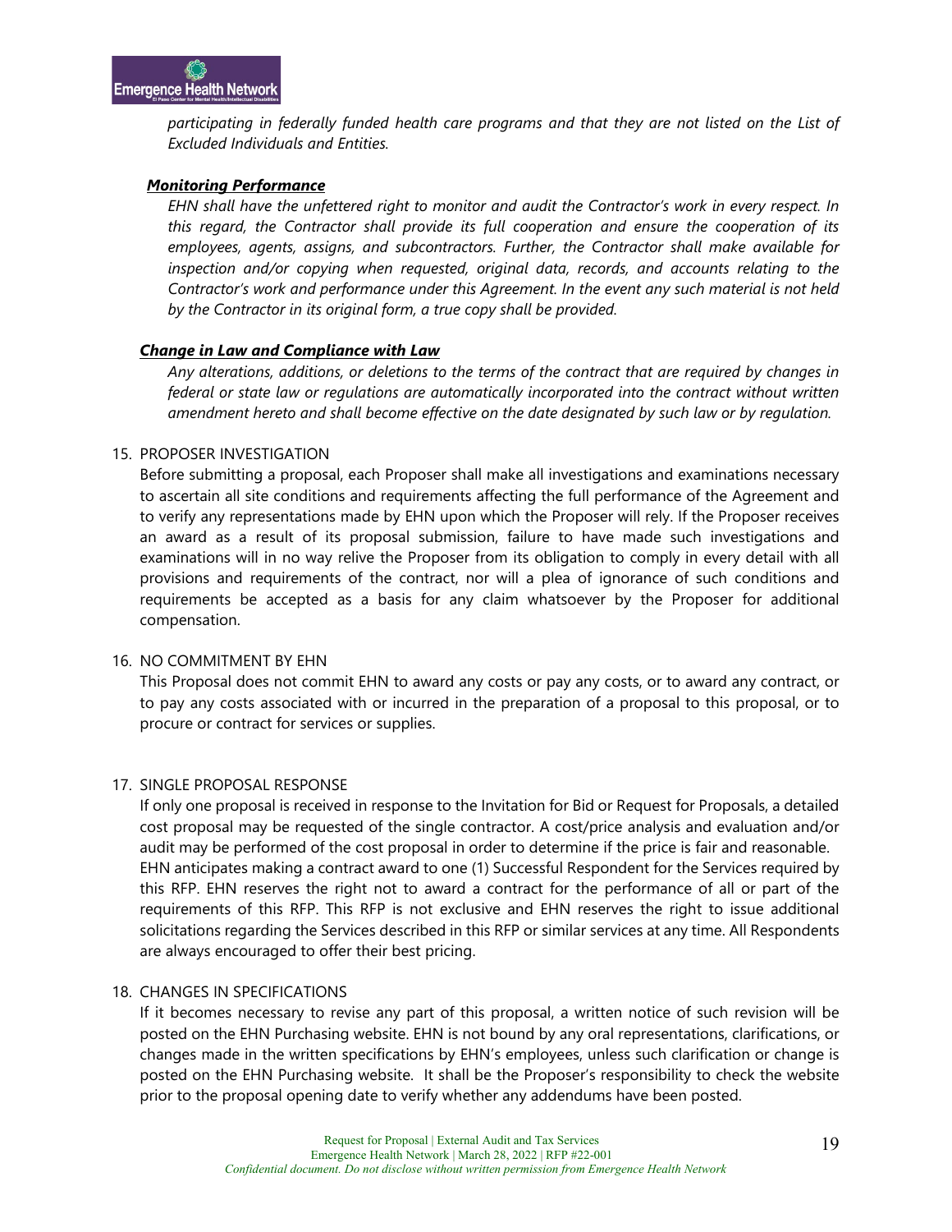*participating in federally funded health care programs and that they are not listed on the List of Excluded Individuals and Entities.*

***Monitoring Performance***

*EHN shall have the unfettered right to monitor and audit the Contractor's work in every respect. In this regard, the Contractor shall provide its full cooperation and ensure the cooperation of its employees, agents, assigns, and subcontractors. Further, the Contractor shall make available for inspection and/or copying when requested, original data, records, and accounts relating to the Contractor's work and performance under this Agreement. In the event any such material is not held by the Contractor in its original form, a true copy shall be provided.*

***Change in Law and Compliance with Law***

*Any alterations, additions, or deletions to the terms of the contract that are required by changes in federal or state law or regulations are automatically incorporated into the contract without written amendment hereto and shall become effective on the date designated by such law or by regulation.*

15. PROPOSER INVESTIGATION

Before submitting a proposal, each Proposer shall make all investigations and examinations necessary to ascertain all site conditions and requirements affecting the full performance of the Agreement and to verify any representations made by EHN upon which the Proposer will rely. If the Proposer receives an award as a result of its proposal submission, failure to have made such investigations and examinations will in no way relive the Proposer from its obligation to comply in every detail with all provisions and requirements of the contract, nor will a plea of ignorance of such conditions and requirements be accepted as a basis for any claim whatsoever by the Proposer for additional compensation.

16. NO COMMITMENT BY EHN

This Proposal does not commit EHN to award any costs or pay any costs, or to award any contract, or to pay any costs associated with or incurred in the preparation of a proposal to this proposal, or to procure or contract for services or supplies.

17. SINGLE PROPOSAL RESPONSE

If only one proposal is received in response to the Invitation for Bid or Request for Proposals, a detailed cost proposal may be requested of the single contractor. A cost/price analysis and evaluation and/or audit may be performed of the cost proposal in order to determine if the price is fair and reasonable. EHN anticipates making a contract award to one (1) Successful Respondent for the Services required by this RFP. EHN reserves the right not to award a contract for the performance of all or part of the requirements of this RFP. This RFP is not exclusive and EHN reserves the right to issue additional solicitations regarding the Services described in this RFP or similar services at any time. All Respondents are always encouraged to offer their best pricing.

18. CHANGES IN SPECIFICATIONS

If it becomes necessary to revise any part of this proposal, a written notice of such revision will be posted on the EHN Purchasing website. EHN is not bound by any oral representations, clarifications, or changes made in the written specifications by EHN's employees, unless such clarification or change is posted on the EHN Purchasing website. It shall be the Proposer's responsibility to check the website prior to the proposal opening date to verify whether any addendums have been posted.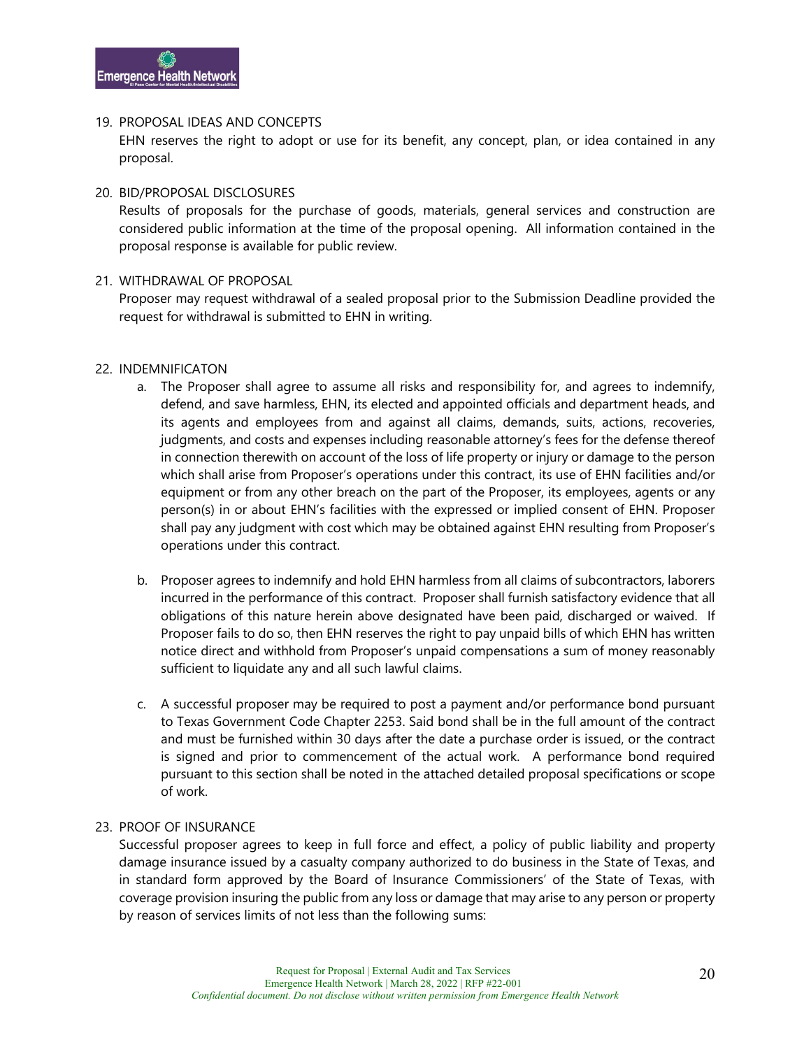19. PROPOSAL IDEAS AND CONCEPTS

    EHN reserves the right to adopt or use for its benefit, any concept, plan, or idea contained in any proposal.

20. BID/PROPOSAL DISCLOSURES

    Results of proposals for the purchase of goods, materials, general services and construction are considered public information at the time of the proposal opening. All information contained in the proposal response is available for public review.

21. WITHDRAWAL OF PROPOSAL

    Proposer may request withdrawal of a sealed proposal prior to the Submission Deadline provided the request for withdrawal is submitted to EHN in writing.

22. INDEMNIFICATON

    a. The Proposer shall agree to assume all risks and responsibility for, and agrees to indemnify, defend, and save harmless, EHN, its elected and appointed officials and department heads, and its agents and employees from and against all claims, demands, suits, actions, recoveries, judgments, and costs and expenses including reasonable attorney's fees for the defense thereof in connection therewith on account of the loss of life property or injury or damage to the person which shall arise from Proposer's operations under this contract, its use of EHN facilities and/or equipment or from any other breach on the part of the Proposer, its employees, agents or any person(s) in or about EHN's facilities with the expressed or implied consent of EHN. Proposer shall pay any judgment with cost which may be obtained against EHN resulting from Proposer's operations under this contract.

    b. Proposer agrees to indemnify and hold EHN harmless from all claims of subcontractors, laborers incurred in the performance of this contract. Proposer shall furnish satisfactory evidence that all obligations of this nature herein above designated have been paid, discharged or waived. If Proposer fails to do so, then EHN reserves the right to pay unpaid bills of which EHN has written notice direct and withhold from Proposer's unpaid compensations a sum of money reasonably sufficient to liquidate any and all such lawful claims.

    c. A successful proposer may be required to post a payment and/or performance bond pursuant to Texas Government Code Chapter 2253. Said bond shall be in the full amount of the contract and must be furnished within 30 days after the date a purchase order is issued, or the contract is signed and prior to commencement of the actual work. A performance bond required pursuant to this section shall be noted in the attached detailed proposal specifications or scope of work.

23. PROOF OF INSURANCE

    Successful proposer agrees to keep in full force and effect, a policy of public liability and property damage insurance issued by a casualty company authorized to do business in the State of Texas, and in standard form approved by the Board of Insurance Commissioners' of the State of Texas, with coverage provision insuring the public from any loss or damage that may arise to any person or property by reason of services limits of not less than the following sums: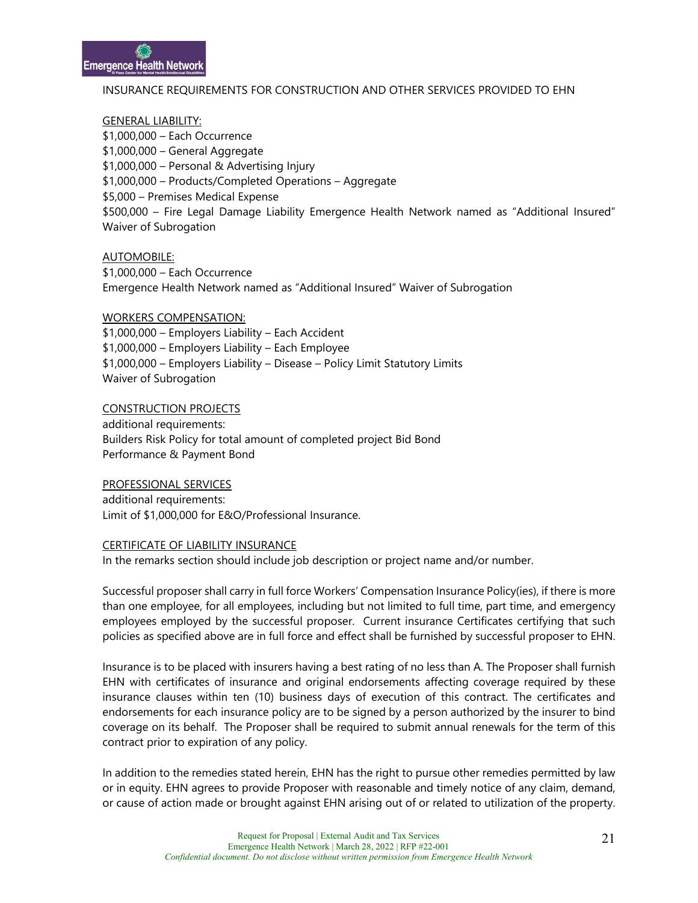INSURANCE REQUIREMENTS FOR CONSTRUCTION AND OTHER SERVICES PROVIDED TO EHN

GENERAL LIABILITY:
$1,000,000 – Each Occurrence
$1,000,000 – General Aggregate
$1,000,000 – Personal & Advertising Injury
$1,000,000 – Products/Completed Operations – Aggregate
$5,000 – Premises Medical Expense
$500,000 – Fire Legal Damage Liability Emergence Health Network named as "Additional Insured" Waiver of Subrogation

AUTOMOBILE:
$1,000,000 – Each Occurrence
Emergence Health Network named as "Additional Insured" Waiver of Subrogation

WORKERS COMPENSATION:
$1,000,000 – Employers Liability – Each Accident
$1,000,000 – Employers Liability – Each Employee
$1,000,000 – Employers Liability – Disease – Policy Limit Statutory Limits
Waiver of Subrogation

CONSTRUCTION PROJECTS
additional requirements:
Builders Risk Policy for total amount of completed project Bid Bond
Performance & Payment Bond

PROFESSIONAL SERVICES
additional requirements:
Limit of $1,000,000 for E&O/Professional Insurance.

CERTIFICATE OF LIABILITY INSURANCE
In the remarks section should include job description or project name and/or number.

Successful proposer shall carry in full force Workers' Compensation Insurance Policy(ies), if there is more than one employee, for all employees, including but not limited to full time, part time, and emergency employees employed by the successful proposer. Current insurance Certificates certifying that such policies as specified above are in full force and effect shall be furnished by successful proposer to EHN.

Insurance is to be placed with insurers having a best rating of no less than A. The Proposer shall furnish EHN with certificates of insurance and original endorsements affecting coverage required by these insurance clauses within ten (10) business days of execution of this contract. The certificates and endorsements for each insurance policy are to be signed by a person authorized by the insurer to bind coverage on its behalf. The Proposer shall be required to submit annual renewals for the term of this contract prior to expiration of any policy.

In addition to the remedies stated herein, EHN has the right to pursue other remedies permitted by law or in equity. EHN agrees to provide Proposer with reasonable and timely notice of any claim, demand, or cause of action made or brought against EHN arising out of or related to utilization of the property.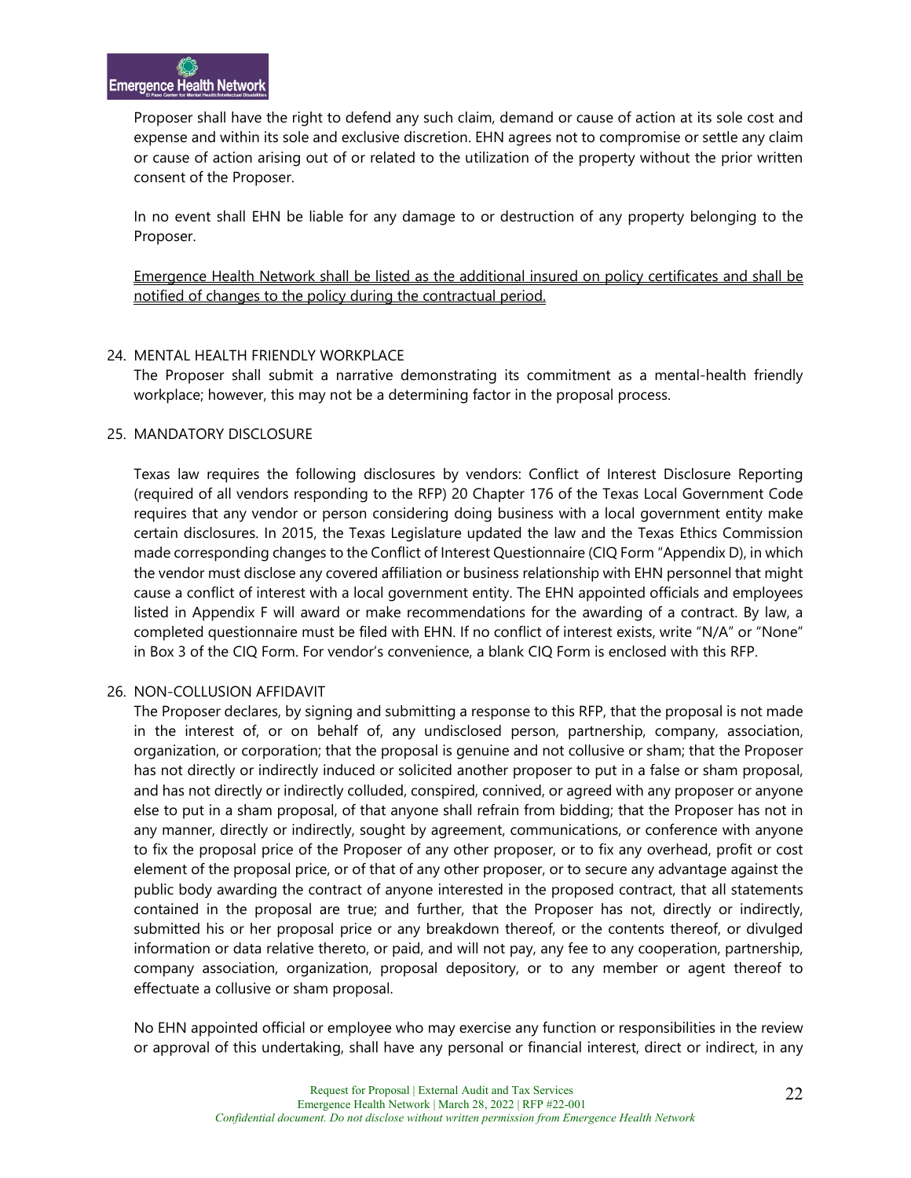Proposer shall have the right to defend any such claim, demand or cause of action at its sole cost and expense and within its sole and exclusive discretion. EHN agrees not to compromise or settle any claim or cause of action arising out of or related to the utilization of the property without the prior written consent of the Proposer.

In no event shall EHN be liable for any damage to or destruction of any property belonging to the Proposer.

<u>Emergence Health Network shall be listed as the additional insured on policy certificates and shall be notified of changes to the policy during the contractual period.</u>

24. MENTAL HEALTH FRIENDLY WORKPLACE

The Proposer shall submit a narrative demonstrating its commitment as a mental-health friendly workplace; however, this may not be a determining factor in the proposal process.

25. MANDATORY DISCLOSURE

Texas law requires the following disclosures by vendors: Conflict of Interest Disclosure Reporting (required of all vendors responding to the RFP) 20 Chapter 176 of the Texas Local Government Code requires that any vendor or person considering doing business with a local government entity make certain disclosures. In 2015, the Texas Legislature updated the law and the Texas Ethics Commission made corresponding changes to the Conflict of Interest Questionnaire (CIQ Form "Appendix D), in which the vendor must disclose any covered affiliation or business relationship with EHN personnel that might cause a conflict of interest with a local government entity. The EHN appointed officials and employees listed in Appendix F will award or make recommendations for the awarding of a contract. By law, a completed questionnaire must be filed with EHN. If no conflict of interest exists, write "N/A" or "None" in Box 3 of the CIQ Form. For vendor's convenience, a blank CIQ Form is enclosed with this RFP.

26. NON-COLLUSION AFFIDAVIT

The Proposer declares, by signing and submitting a response to this RFP, that the proposal is not made in the interest of, or on behalf of, any undisclosed person, partnership, company, association, organization, or corporation; that the proposal is genuine and not collusive or sham; that the Proposer has not directly or indirectly induced or solicited another proposer to put in a false or sham proposal, and has not directly or indirectly colluded, conspired, connived, or agreed with any proposer or anyone else to put in a sham proposal, of that anyone shall refrain from bidding; that the Proposer has not in any manner, directly or indirectly, sought by agreement, communications, or conference with anyone to fix the proposal price of the Proposer of any other proposer, or to fix any overhead, profit or cost element of the proposal price, or of that of any other proposer, or to secure any advantage against the public body awarding the contract of anyone interested in the proposed contract, that all statements contained in the proposal are true; and further, that the Proposer has not, directly or indirectly, submitted his or her proposal price or any breakdown thereof, or the contents thereof, or divulged information or data relative thereto, or paid, and will not pay, any fee to any cooperation, partnership, company association, organization, proposal depository, or to any member or agent thereof to effectuate a collusive or sham proposal.

No EHN appointed official or employee who may exercise any function or responsibilities in the review or approval of this undertaking, shall have any personal or financial interest, direct or indirect, in any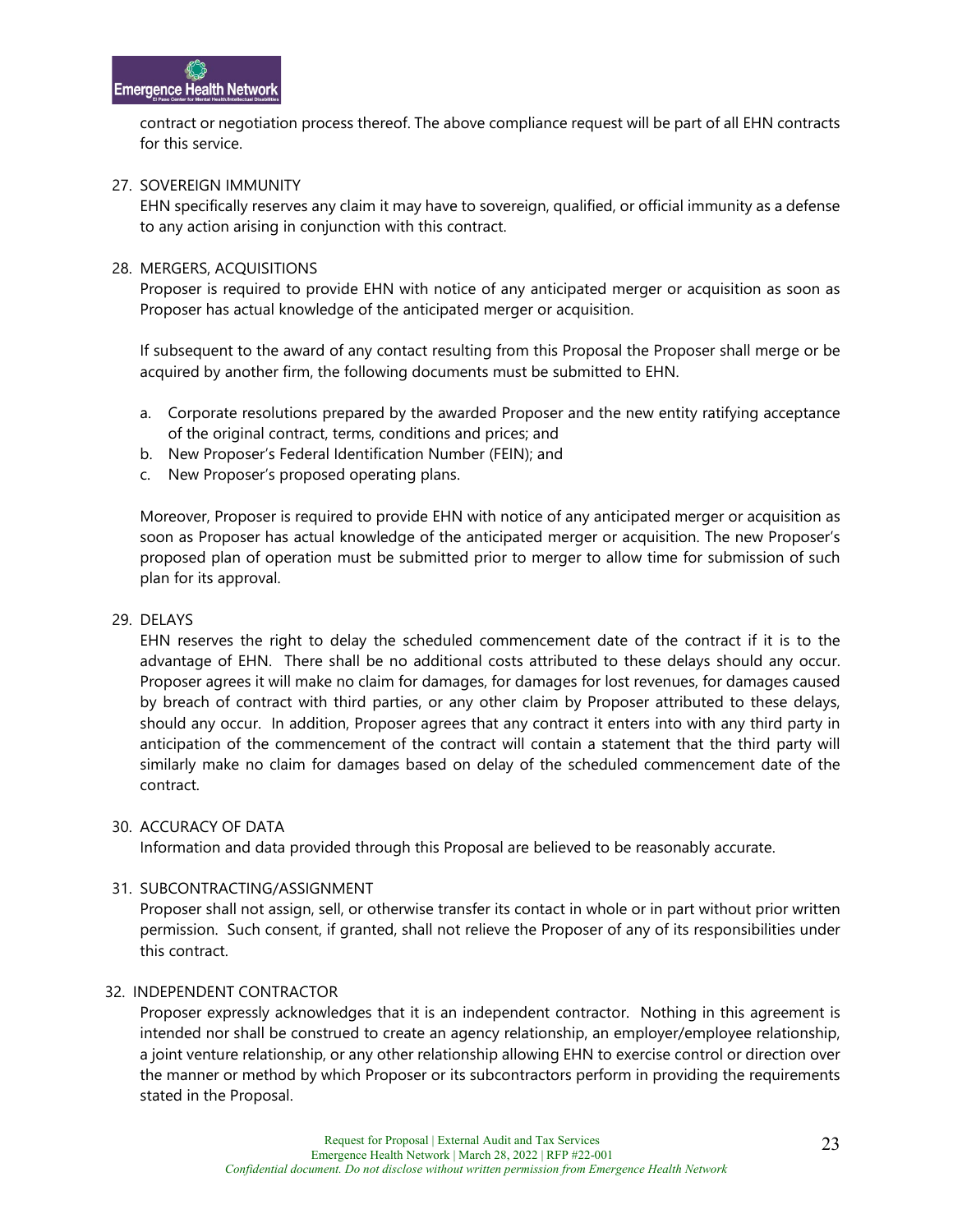contract or negotiation process thereof. The above compliance request will be part of all EHN contracts for this service.

27. SOVEREIGN IMMUNITY

EHN specifically reserves any claim it may have to sovereign, qualified, or official immunity as a defense to any action arising in conjunction with this contract.

28. MERGERS, ACQUISITIONS

Proposer is required to provide EHN with notice of any anticipated merger or acquisition as soon as Proposer has actual knowledge of the anticipated merger or acquisition.

If subsequent to the award of any contact resulting from this Proposal the Proposer shall merge or be acquired by another firm, the following documents must be submitted to EHN.

a. Corporate resolutions prepared by the awarded Proposer and the new entity ratifying acceptance of the original contract, terms, conditions and prices; and
b. New Proposer's Federal Identification Number (FEIN); and
c. New Proposer's proposed operating plans.

Moreover, Proposer is required to provide EHN with notice of any anticipated merger or acquisition as soon as Proposer has actual knowledge of the anticipated merger or acquisition. The new Proposer's proposed plan of operation must be submitted prior to merger to allow time for submission of such plan for its approval.

29. DELAYS

EHN reserves the right to delay the scheduled commencement date of the contract if it is to the advantage of EHN. There shall be no additional costs attributed to these delays should any occur. Proposer agrees it will make no claim for damages, for damages for lost revenues, for damages caused by breach of contract with third parties, or any other claim by Proposer attributed to these delays, should any occur. In addition, Proposer agrees that any contract it enters into with any third party in anticipation of the commencement of the contract will contain a statement that the third party will similarly make no claim for damages based on delay of the scheduled commencement date of the contract.

30. ACCURACY OF DATA

Information and data provided through this Proposal are believed to be reasonably accurate.

31. SUBCONTRACTING/ASSIGNMENT

Proposer shall not assign, sell, or otherwise transfer its contact in whole or in part without prior written permission. Such consent, if granted, shall not relieve the Proposer of any of its responsibilities under this contract.

32. INDEPENDENT CONTRACTOR

Proposer expressly acknowledges that it is an independent contractor. Nothing in this agreement is intended nor shall be construed to create an agency relationship, an employer/employee relationship, a joint venture relationship, or any other relationship allowing EHN to exercise control or direction over the manner or method by which Proposer or its subcontractors perform in providing the requirements stated in the Proposal.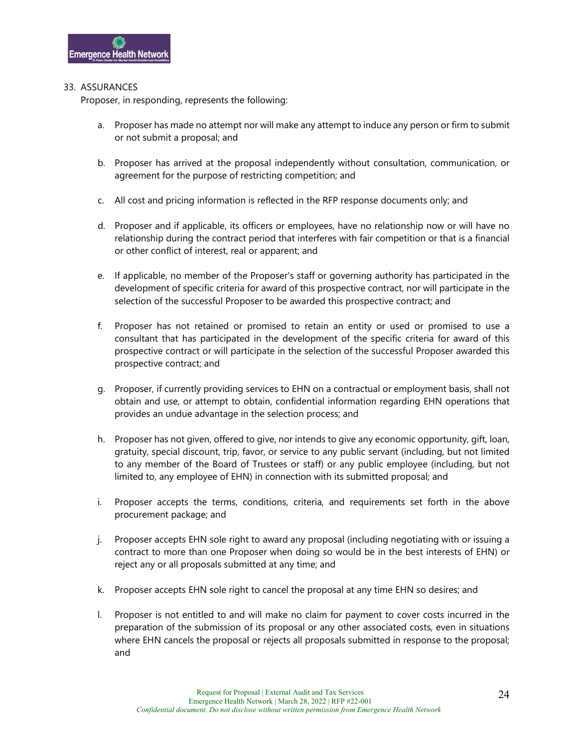33. ASSURANCES

Proposer, in responding, represents the following:

a. Proposer has made no attempt nor will make any attempt to induce any person or firm to submit or not submit a proposal; and

b. Proposer has arrived at the proposal independently without consultation, communication, or agreement for the purpose of restricting competition; and

c. All cost and pricing information is reflected in the RFP response documents only; and

d. Proposer and if applicable, its officers or employees, have no relationship now or will have no relationship during the contract period that interferes with fair competition or that is a financial or other conflict of interest, real or apparent; and

e. If applicable, no member of the Proposer's staff or governing authority has participated in the development of specific criteria for award of this prospective contract, nor will participate in the selection of the successful Proposer to be awarded this prospective contract; and

f. Proposer has not retained or promised to retain an entity or used or promised to use a consultant that has participated in the development of the specific criteria for award of this prospective contract or will participate in the selection of the successful Proposer awarded this prospective contract; and

g. Proposer, if currently providing services to EHN on a contractual or employment basis, shall not obtain and use, or attempt to obtain, confidential information regarding EHN operations that provides an undue advantage in the selection process; and

h. Proposer has not given, offered to give, nor intends to give any economic opportunity, gift, loan, gratuity, special discount, trip, favor, or service to any public servant (including, but not limited to any member of the Board of Trustees or staff) or any public employee (including, but not limited to, any employee of EHN) in connection with its submitted proposal; and

i. Proposer accepts the terms, conditions, criteria, and requirements set forth in the above procurement package; and

j. Proposer accepts EHN sole right to award any proposal (including negotiating with or issuing a contract to more than one Proposer when doing so would be in the best interests of EHN) or reject any or all proposals submitted at any time; and

k. Proposer accepts EHN sole right to cancel the proposal at any time EHN so desires; and

l. Proposer is not entitled to and will make no claim for payment to cover costs incurred in the preparation of the submission of its proposal or any other associated costs, even in situations where EHN cancels the proposal or rejects all proposals submitted in response to the proposal; and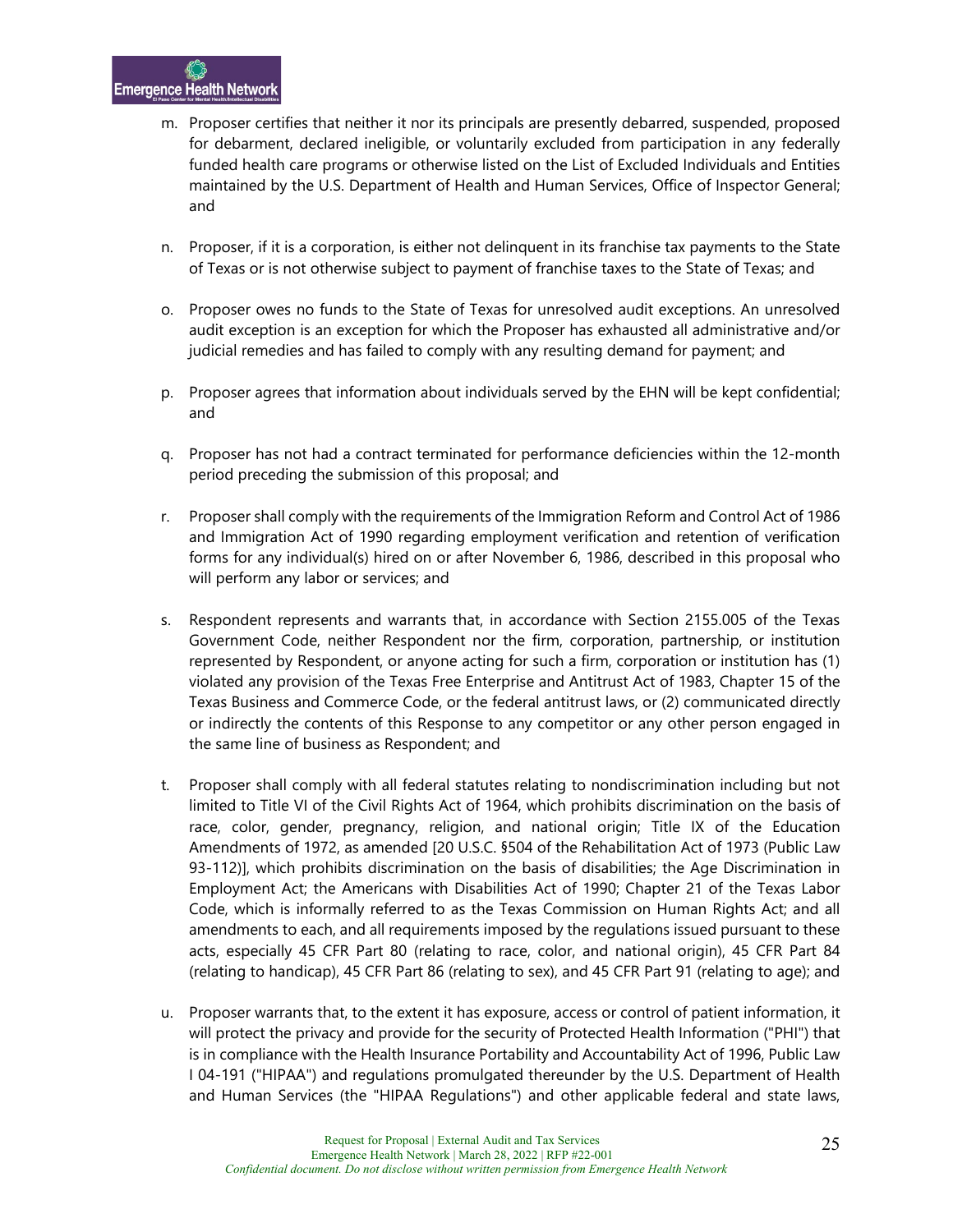m. Proposer certifies that neither it nor its principals are presently debarred, suspended, proposed for debarment, declared ineligible, or voluntarily excluded from participation in any federally funded health care programs or otherwise listed on the List of Excluded Individuals and Entities maintained by the U.S. Department of Health and Human Services, Office of Inspector General; and

n. Proposer, if it is a corporation, is either not delinquent in its franchise tax payments to the State of Texas or is not otherwise subject to payment of franchise taxes to the State of Texas; and

o. Proposer owes no funds to the State of Texas for unresolved audit exceptions. An unresolved audit exception is an exception for which the Proposer has exhausted all administrative and/or judicial remedies and has failed to comply with any resulting demand for payment; and

p. Proposer agrees that information about individuals served by the EHN will be kept confidential; and

q. Proposer has not had a contract terminated for performance deficiencies within the 12-month period preceding the submission of this proposal; and

r. Proposer shall comply with the requirements of the Immigration Reform and Control Act of 1986 and Immigration Act of 1990 regarding employment verification and retention of verification forms for any individual(s) hired on or after November 6, 1986, described in this proposal who will perform any labor or services; and

s. Respondent represents and warrants that, in accordance with Section 2155.005 of the Texas Government Code, neither Respondent nor the firm, corporation, partnership, or institution represented by Respondent, or anyone acting for such a firm, corporation or institution has (1) violated any provision of the Texas Free Enterprise and Antitrust Act of 1983, Chapter 15 of the Texas Business and Commerce Code, or the federal antitrust laws, or (2) communicated directly or indirectly the contents of this Response to any competitor or any other person engaged in the same line of business as Respondent; and

t. Proposer shall comply with all federal statutes relating to nondiscrimination including but not limited to Title VI of the Civil Rights Act of 1964, which prohibits discrimination on the basis of race, color, gender, pregnancy, religion, and national origin; Title IX of the Education Amendments of 1972, as amended [20 U.S.C. §504 of the Rehabilitation Act of 1973 (Public Law 93-112)], which prohibits discrimination on the basis of disabilities; the Age Discrimination in Employment Act; the Americans with Disabilities Act of 1990; Chapter 21 of the Texas Labor Code, which is informally referred to as the Texas Commission on Human Rights Act; and all amendments to each, and all requirements imposed by the regulations issued pursuant to these acts, especially 45 CFR Part 80 (relating to race, color, and national origin), 45 CFR Part 84 (relating to handicap), 45 CFR Part 86 (relating to sex), and 45 CFR Part 91 (relating to age); and

u. Proposer warrants that, to the extent it has exposure, access or control of patient information, it will protect the privacy and provide for the security of Protected Health Information ("PHI") that is in compliance with the Health Insurance Portability and Accountability Act of 1996, Public Law I 04-191 ("HIPAA") and regulations promulgated thereunder by the U.S. Department of Health and Human Services (the "HIPAA Regulations") and other applicable federal and state laws,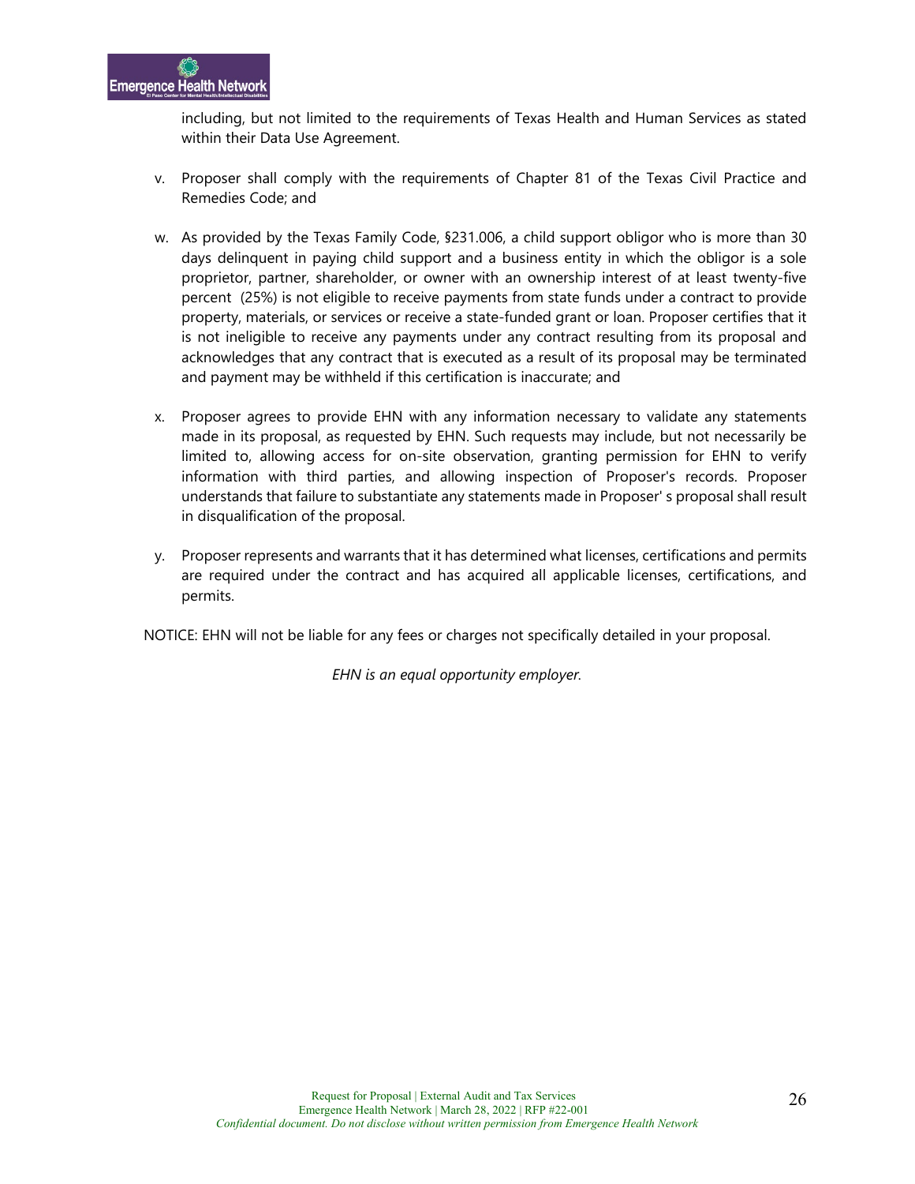including, but not limited to the requirements of Texas Health and Human Services as stated within their Data Use Agreement.

v. Proposer shall comply with the requirements of Chapter 81 of the Texas Civil Practice and Remedies Code; and

w. As provided by the Texas Family Code, §231.006, a child support obligor who is more than 30 days delinquent in paying child support and a business entity in which the obligor is a sole proprietor, partner, shareholder, or owner with an ownership interest of at least twenty-five percent (25%) is not eligible to receive payments from state funds under a contract to provide property, materials, or services or receive a state-funded grant or loan. Proposer certifies that it is not ineligible to receive any payments under any contract resulting from its proposal and acknowledges that any contract that is executed as a result of its proposal may be terminated and payment may be withheld if this certification is inaccurate; and

x. Proposer agrees to provide EHN with any information necessary to validate any statements made in its proposal, as requested by EHN. Such requests may include, but not necessarily be limited to, allowing access for on-site observation, granting permission for EHN to verify information with third parties, and allowing inspection of Proposer's records. Proposer understands that failure to substantiate any statements made in Proposer' s proposal shall result in disqualification of the proposal.

y. Proposer represents and warrants that it has determined what licenses, certifications and permits are required under the contract and has acquired all applicable licenses, certifications, and permits.

NOTICE: EHN will not be liable for any fees or charges not specifically detailed in your proposal.

*EHN is an equal opportunity employer.*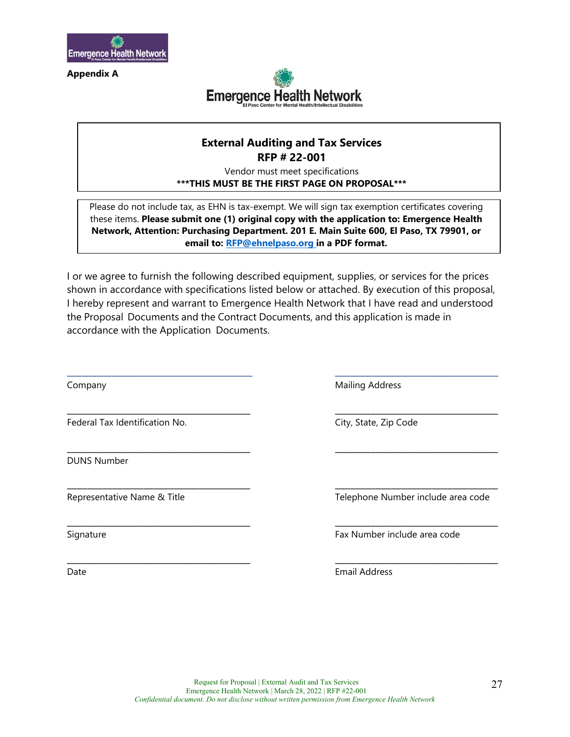**Appendix A**

**External Auditing and Tax Services**
**RFP # 22-001**
Vendor must meet specifications
**\*\*\*THIS MUST BE THE FIRST PAGE ON PROPOSAL\*\*\***

Please do not include tax, as EHN is tax-exempt. We will sign tax exemption certificates covering these items. **Please submit one (1) original copy with the application to: Emergence Health Network, Attention: Purchasing Department. 201 E. Main Suite 600, El Paso, TX 79901, or email to: RFP@ehnelpaso.org in a PDF format.**

I or we agree to furnish the following described equipment, supplies, or services for the prices shown in accordance with specifications listed below or attached. By execution of this proposal, I hereby represent and warrant to Emergence Health Network that I have read and understood the Proposal Documents and the Contract Documents, and this application is made in accordance with the Application Documents.

| | |
|---|---|
| ______________________________ | ______________________________ |
| Company | Mailing Address |
| ______________________________ | ______________________________ |
| Federal Tax Identification No. | City, State, Zip Code |
| ______________________________ | ______________________________ |
| DUNS Number | |
| ______________________________ | ______________________________ |
| Representative Name & Title | Telephone Number include area code |
| ______________________________ | ______________________________ |
| Signature | Fax Number include area code |
| ______________________________ | ______________________________ |
| Date | Email Address |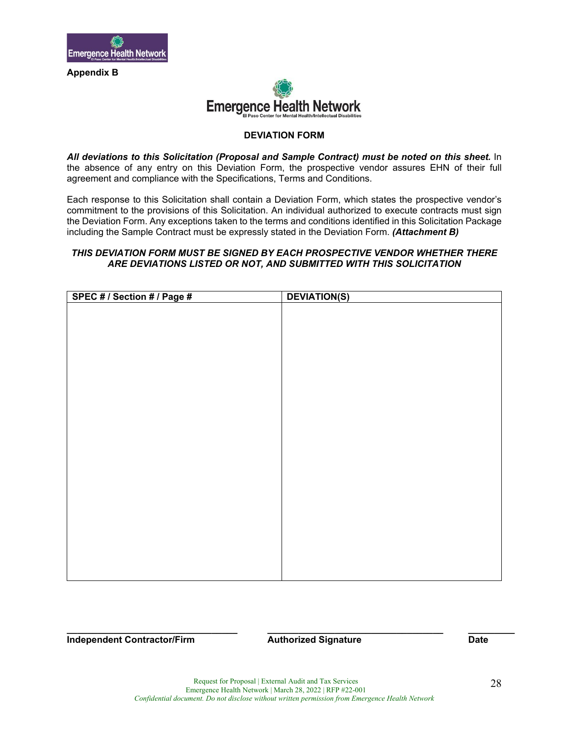**Appendix B**

## DEVIATION FORM

***All deviations to this Solicitation (Proposal and Sample Contract) must be noted on this sheet.*** In the absence of any entry on this Deviation Form, the prospective vendor assures EHN of their full agreement and compliance with the Specifications, Terms and Conditions.

Each response to this Solicitation shall contain a Deviation Form, which states the prospective vendor's commitment to the provisions of this Solicitation. An individual authorized to execute contracts must sign the Deviation Form. Any exceptions taken to the terms and conditions identified in this Solicitation Package including the Sample Contract must be expressly stated in the Deviation Form. ***(Attachment B)***

***THIS DEVIATION FORM MUST BE SIGNED BY EACH PROSPECTIVE VENDOR WHETHER THERE ARE DEVIATIONS LISTED OR NOT, AND SUBMITTED WITH THIS SOLICITATION***

| SPEC # / Section # / Page # | DEVIATION(S) |
|---|---|
| | |

______________________________ ______________________________ __________
**Independent Contractor/Firm** **Authorized Signature** **Date**

Request for Proposal | External Audit and Tax Services
Emergence Health Network | March 28, 2022 | RFP #22-001
*Confidential document. Do not disclose without written permission from Emergence Health Network*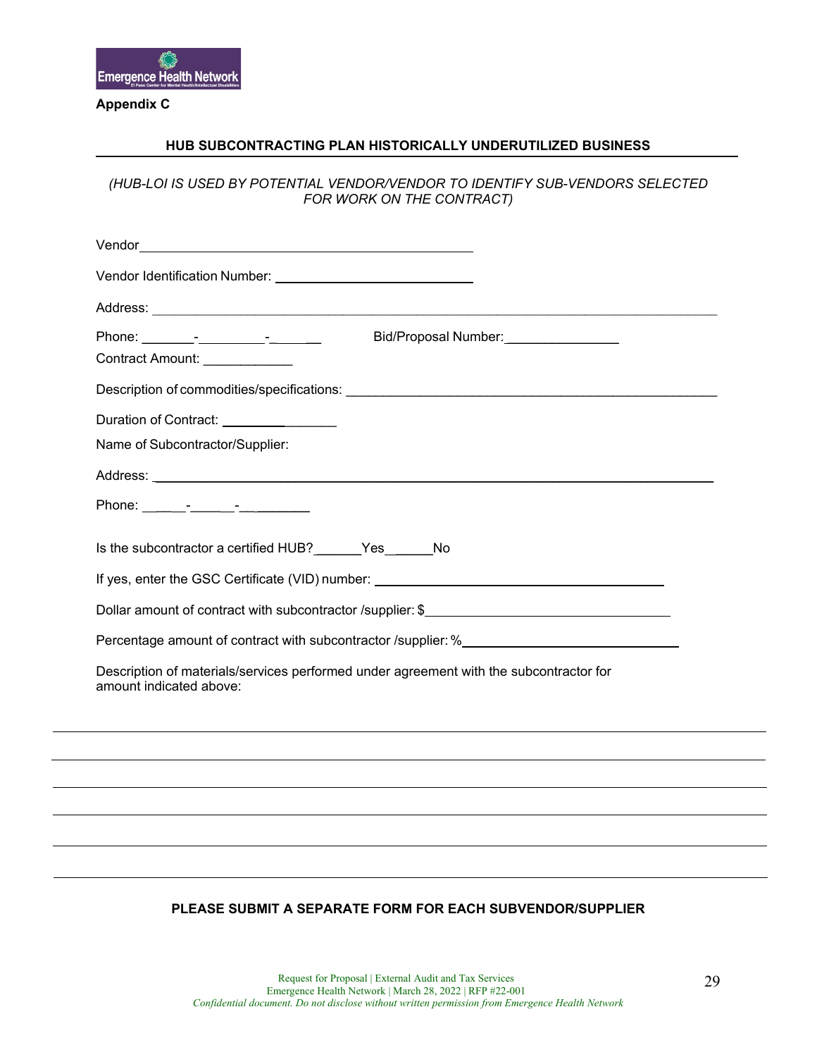**Appendix C**

**HUB SUBCONTRACTING PLAN HISTORICALLY UNDERUTILIZED BUSINESS**

*(HUB-LOI IS USED BY POTENTIAL VENDOR/VENDOR TO IDENTIFY SUB-VENDORS SELECTED FOR WORK ON THE CONTRACT)*

Vendor\_\_\_\_\_\_\_\_\_\_\_\_\_\_\_\_\_\_\_\_\_\_\_\_\_\_\_\_\_\_\_\_\_\_\_\_\_\_\_\_

Vendor Identification Number: \_\_\_\_\_\_\_\_\_\_\_\_\_\_\_\_\_\_\_\_\_\_\_\_

Address: \_\_\_\_\_\_\_\_\_\_\_\_\_\_\_\_\_\_\_\_\_\_\_\_\_\_\_\_\_\_\_\_\_\_\_\_\_\_\_\_\_\_\_\_\_\_\_\_\_\_\_\_\_\_\_\_\_\_\_\_\_\_\_\_\_\_

Phone: \_\_\_\_\_\_\_-\_\_\_\_\_\_\_\_\_-\_\_\_\_\_\_\_ Bid/Proposal Number:\_\_\_\_\_\_\_\_\_\_\_\_\_\_\_

Contract Amount: \_\_\_\_\_\_\_\_\_\_\_\_

Description of commodities/specifications: \_\_\_\_\_\_\_\_\_\_\_\_\_\_\_\_\_\_\_\_\_\_\_\_\_\_\_\_\_\_\_\_\_\_\_\_\_\_\_\_\_\_\_\_\_\_

Duration of Contract: \_\_\_\_\_\_\_\_\_\_\_\_\_\_\_\_

Name of Subcontractor/Supplier:

Address: \_\_\_\_\_\_\_\_\_\_\_\_\_\_\_\_\_\_\_\_\_\_\_\_\_\_\_\_\_\_\_\_\_\_\_\_\_\_\_\_\_\_\_\_\_\_\_\_\_\_\_\_\_\_\_\_\_\_\_\_\_\_\_\_\_\_

Phone: \_\_\_\_\_-\_\_\_\_\_\_-\_\_\_\_\_\_\_\_\_

Is the subcontractor a certified HUB?\_\_\_\_\_\_Yes\_\_\_\_\_\_No

If yes, enter the GSC Certificate (VID) number: \_\_\_\_\_\_\_\_\_\_\_\_\_\_\_\_\_\_\_\_\_\_\_\_\_\_\_\_\_\_\_\_\_\_\_\_

Dollar amount of contract with subcontractor /supplier: $\_\_\_\_\_\_\_\_\_\_\_\_\_\_\_\_\_\_\_\_\_\_\_\_\_\_\_\_\_\_

Percentage amount of contract with subcontractor /supplier: %\_\_\_\_\_\_\_\_\_\_\_\_\_\_\_\_\_\_\_\_\_\_\_\_\_\_\_\_

Description of materials/services performed under agreement with the subcontractor for amount indicated above:

\_\_\_\_\_\_\_\_\_\_\_\_\_\_\_\_\_\_\_\_\_\_\_\_\_\_\_\_\_\_\_\_\_\_\_\_\_\_\_\_\_\_\_\_\_\_\_\_\_\_\_\_\_\_\_\_\_\_\_\_\_\_\_\_\_\_\_\_\_\_\_\_\_\_

\_\_\_\_\_\_\_\_\_\_\_\_\_\_\_\_\_\_\_\_\_\_\_\_\_\_\_\_\_\_\_\_\_\_\_\_\_\_\_\_\_\_\_\_\_\_\_\_\_\_\_\_\_\_\_\_\_\_\_\_\_\_\_\_\_\_\_\_\_\_\_\_\_\_

\_\_\_\_\_\_\_\_\_\_\_\_\_\_\_\_\_\_\_\_\_\_\_\_\_\_\_\_\_\_\_\_\_\_\_\_\_\_\_\_\_\_\_\_\_\_\_\_\_\_\_\_\_\_\_\_\_\_\_\_\_\_\_\_\_\_\_\_\_\_\_\_\_\_

\_\_\_\_\_\_\_\_\_\_\_\_\_\_\_\_\_\_\_\_\_\_\_\_\_\_\_\_\_\_\_\_\_\_\_\_\_\_\_\_\_\_\_\_\_\_\_\_\_\_\_\_\_\_\_\_\_\_\_\_\_\_\_\_\_\_\_\_\_\_\_\_\_\_

\_\_\_\_\_\_\_\_\_\_\_\_\_\_\_\_\_\_\_\_\_\_\_\_\_\_\_\_\_\_\_\_\_\_\_\_\_\_\_\_\_\_\_\_\_\_\_\_\_\_\_\_\_\_\_\_\_\_\_\_\_\_\_\_\_\_\_\_\_\_\_\_\_\_

\_\_\_\_\_\_\_\_\_\_\_\_\_\_\_\_\_\_\_\_\_\_\_\_\_\_\_\_\_\_\_\_\_\_\_\_\_\_\_\_\_\_\_\_\_\_\_\_\_\_\_\_\_\_\_\_\_\_\_\_\_\_\_\_\_\_\_\_\_\_\_\_\_\_

**PLEASE SUBMIT A SEPARATE FORM FOR EACH SUBVENDOR/SUPPLIER**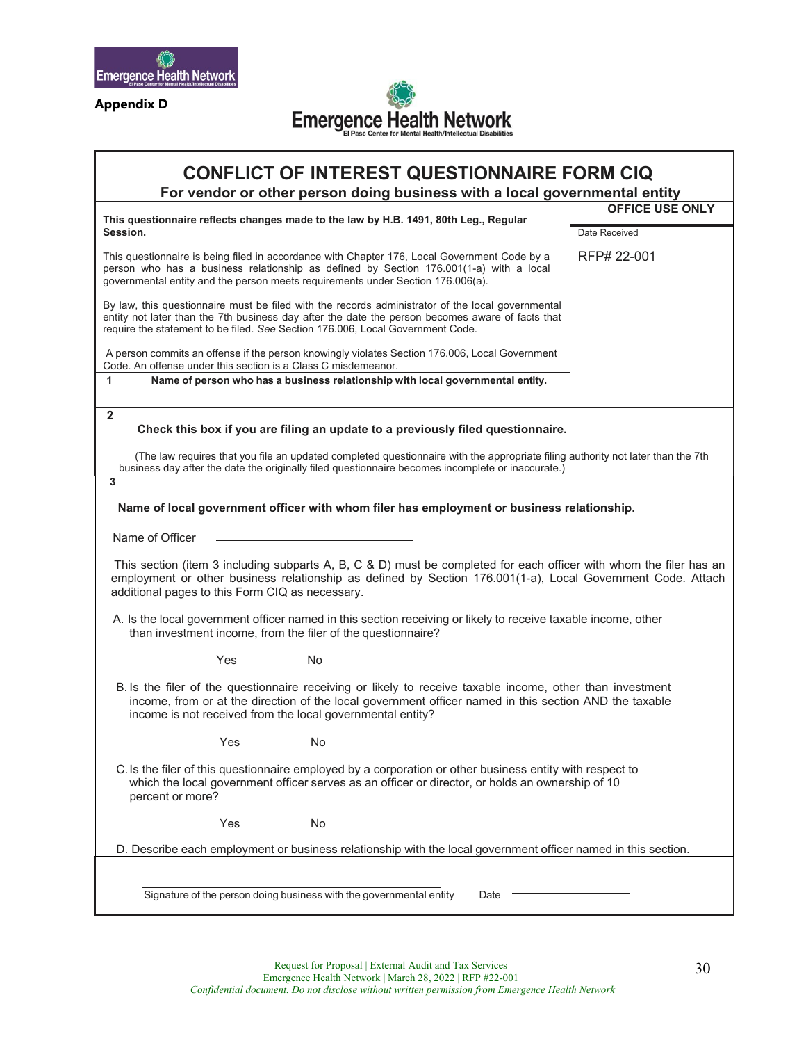**Appendix D**

# CONFLICT OF INTEREST QUESTIONNAIRE FORM CIQ

## For vendor or other person doing business with a local governmental entity

**OFFICE USE ONLY**

Date Received

RFP# 22-001

**This questionnaire reflects changes made to the law by H.B. 1491, 80th Leg., Regular Session.**

This questionnaire is being filed in accordance with Chapter 176, Local Government Code by a person who has a business relationship as defined by Section 176.001(1-a) with a local governmental entity and the person meets requirements under Section 176.006(a).

By law, this questionnaire must be filed with the records administrator of the local governmental entity not later than the 7th business day after the date the person becomes aware of facts that require the statement to be filed. *See* Section 176.006, Local Government Code.

A person commits an offense if the person knowingly violates Section 176.006, Local Government Code. An offense under this section is a Class C misdemeanor.

**1 Name of person who has a business relationship with local governmental entity.**

**2**

**Check this box if you are filing an update to a previously filed questionnaire.**

(The law requires that you file an updated completed questionnaire with the appropriate filing authority not later than the 7th business day after the date the originally filed questionnaire becomes incomplete or inaccurate.)

**3**

**Name of local government officer with whom filer has employment or business relationship.**

Name of Officer \_\_\_\_\_\_\_\_\_\_\_\_\_\_\_\_\_\_\_\_\_\_\_\_\_\_\_\_

This section (item 3 including subparts A, B, C & D) must be completed for each officer with whom the filer has an employment or other business relationship as defined by Section 176.001(1-a), Local Government Code. Attach additional pages to this Form CIQ as necessary.

A. Is the local government officer named in this section receiving or likely to receive taxable income, other than investment income, from the filer of the questionnaire?

Yes No

B. Is the filer of the questionnaire receiving or likely to receive taxable income, other than investment income, from or at the direction of the local government officer named in this section AND the taxable income is not received from the local governmental entity?

Yes No

C. Is the filer of this questionnaire employed by a corporation or other business entity with respect to which the local government officer serves as an officer or director, or holds an ownership of 10 percent or more?

Yes No

D. Describe each employment or business relationship with the local government officer named in this section.

\_\_\_\_\_\_\_\_\_\_\_\_\_\_\_\_\_\_\_\_\_\_\_\_\_\_\_\_\_\_\_\_\_\_\_\_\_\_\_\_
Signature of the person doing business with the governmental entity Date \_\_\_\_\_\_\_\_\_\_\_\_\_\_\_\_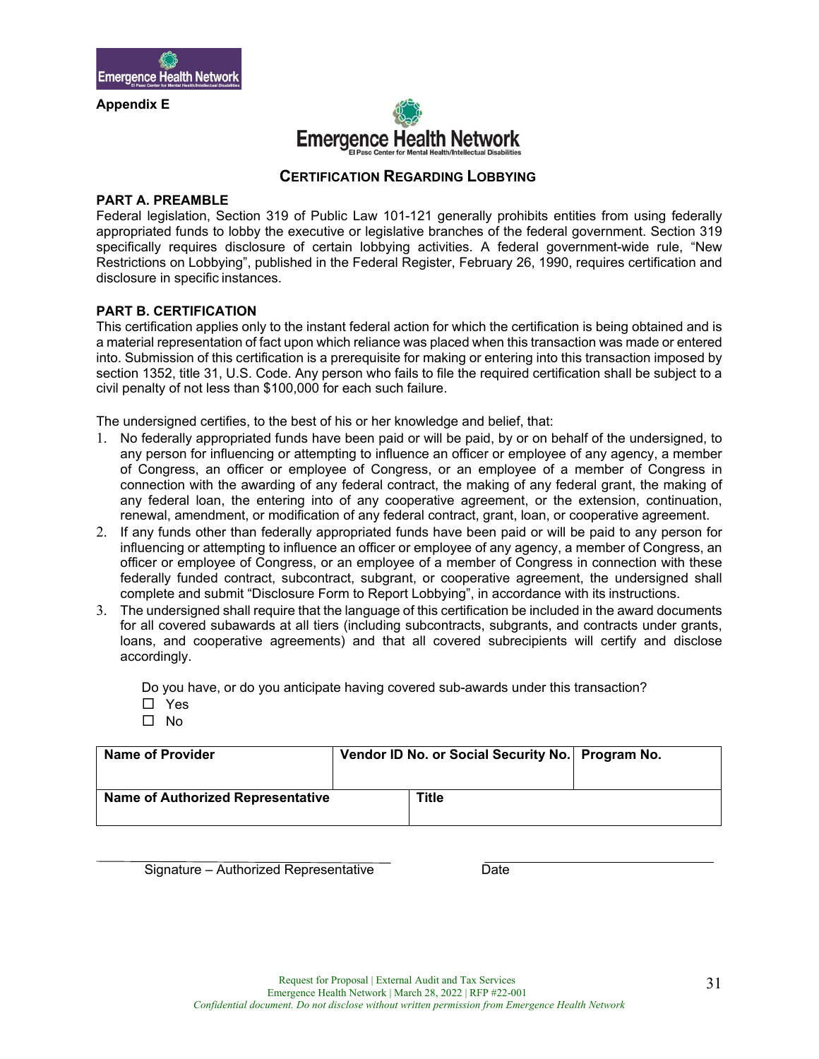**Appendix E**

## CERTIFICATION REGARDING LOBBYING

**PART A. PREAMBLE**

Federal legislation, Section 319 of Public Law 101-121 generally prohibits entities from using federally appropriated funds to lobby the executive or legislative branches of the federal government. Section 319 specifically requires disclosure of certain lobbying activities. A federal government-wide rule, "New Restrictions on Lobbying", published in the Federal Register, February 26, 1990, requires certification and disclosure in specific instances.

**PART B. CERTIFICATION**

This certification applies only to the instant federal action for which the certification is being obtained and is a material representation of fact upon which reliance was placed when this transaction was made or entered into. Submission of this certification is a prerequisite for making or entering into this transaction imposed by section 1352, title 31, U.S. Code. Any person who fails to file the required certification shall be subject to a civil penalty of not less than $100,000 for each such failure.

The undersigned certifies, to the best of his or her knowledge and belief, that:

1. No federally appropriated funds have been paid or will be paid, by or on behalf of the undersigned, to any person for influencing or attempting to influence an officer or employee of any agency, a member of Congress, an officer or employee of Congress, or an employee of a member of Congress in connection with the awarding of any federal contract, the making of any federal grant, the making of any federal loan, the entering into of any cooperative agreement, or the extension, continuation, renewal, amendment, or modification of any federal contract, grant, loan, or cooperative agreement.
2. If any funds other than federally appropriated funds have been paid or will be paid to any person for influencing or attempting to influence an officer or employee of any agency, a member of Congress, an officer or employee of Congress, or an employee of a member of Congress in connection with these federally funded contract, subcontract, subgrant, or cooperative agreement, the undersigned shall complete and submit "Disclosure Form to Report Lobbying", in accordance with its instructions.
3. The undersigned shall require that the language of this certification be included in the award documents for all covered subawards at all tiers (including subcontracts, subgrants, and contracts under grants, loans, and cooperative agreements) and that all covered subrecipients will certify and disclose accordingly.

Do you have, or do you anticipate having covered sub-awards under this transaction?

☐ Yes

☐ No

| **Name of Provider** | **Vendor ID No. or Social Security No.** | **Program No.** |
|---|---|---|
| | | |
| **Name of Authorized Representative** | **Title** | |
| | | |

\_\_\_\_\_\_\_\_\_\_\_\_\_\_\_\_\_\_\_\_\_\_\_\_\_\_\_\_\_\_\_\_\_\_ \_\_\_\_\_\_\_\_\_\_\_\_\_\_\_\_\_\_\_\_\_\_\_\_\_\_

Signature – Authorized Representative Date

Request for Proposal | External Audit and Tax Services
Emergence Health Network | March 28, 2022 | RFP #22-001
*Confidential document. Do not disclose without written permission from Emergence Health Network*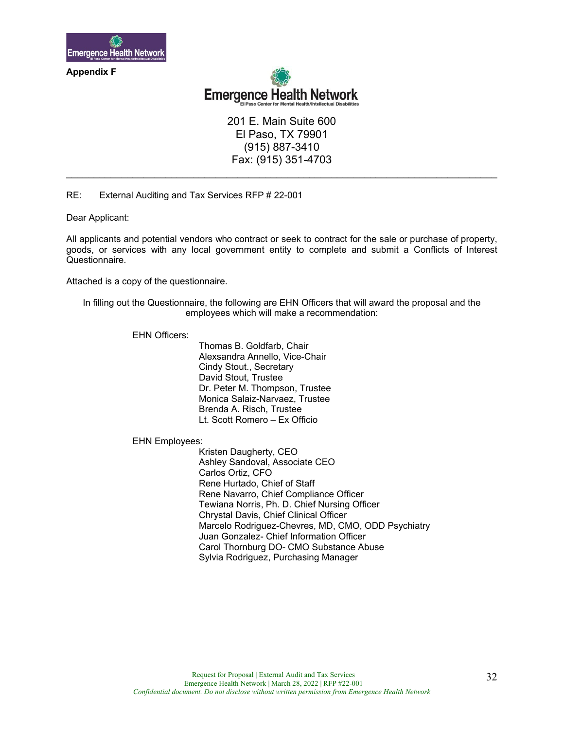Emergence Health Network

**Appendix F**

Emergence Health Network
El Paso Center for Mental Health/Intellectual Disabilities

201 E. Main Suite 600
El Paso, TX 79901
(915) 887-3410
Fax: (915) 351-4703

---

RE: External Auditing and Tax Services RFP # 22-001

Dear Applicant:

All applicants and potential vendors who contract or seek to contract for the sale or purchase of property, goods, or services with any local government entity to complete and submit a Conflicts of Interest Questionnaire.

Attached is a copy of the questionnaire.

In filling out the Questionnaire, the following are EHN Officers that will award the proposal and the employees which will make a recommendation:

EHN Officers:

Thomas B. Goldfarb, Chair
Alexsandra Annello, Vice-Chair
Cindy Stout., Secretary
David Stout, Trustee
Dr. Peter M. Thompson, Trustee
Monica Salaiz-Narvaez, Trustee
Brenda A. Risch, Trustee
Lt. Scott Romero – Ex Officio

EHN Employees:

Kristen Daugherty, CEO
Ashley Sandoval, Associate CEO
Carlos Ortiz, CFO
Rene Hurtado, Chief of Staff
Rene Navarro, Chief Compliance Officer
Tewiana Norris, Ph. D. Chief Nursing Officer
Chrystal Davis, Chief Clinical Officer
Marcelo Rodriguez-Chevres, MD, CMO, ODD Psychiatry
Juan Gonzalez- Chief Information Officer
Carol Thornburg DO- CMO Substance Abuse
Sylvia Rodriguez, Purchasing Manager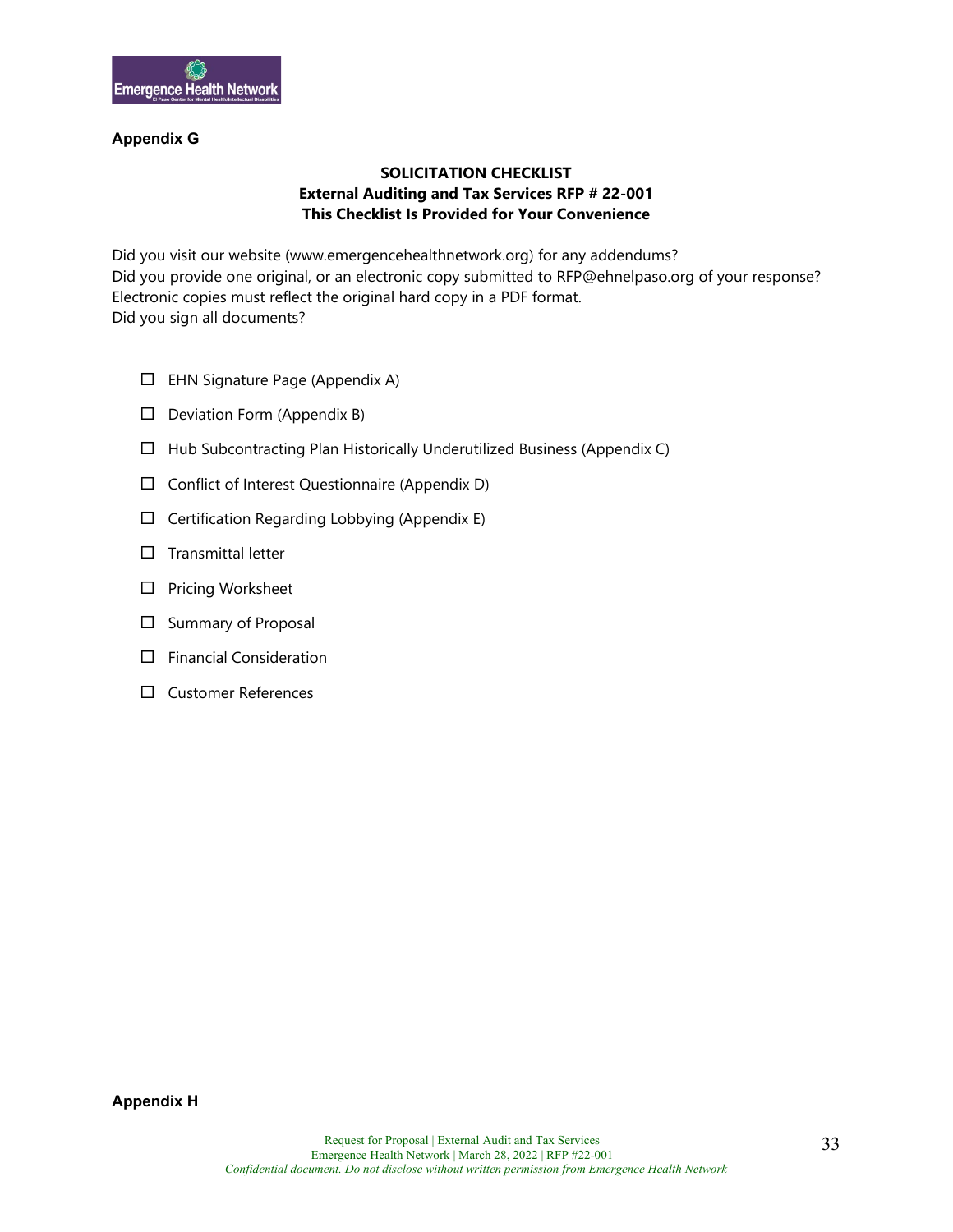**Appendix G**

**SOLICITATION CHECKLIST**
**External Auditing and Tax Services RFP # 22-001**
**This Checklist Is Provided for Your Convenience**

Did you visit our website (www.emergencehealthnetwork.org) for any addendums?
Did you provide one original, or an electronic copy submitted to RFP@ehnelpaso.org of your response?
Electronic copies must reflect the original hard copy in a PDF format.
Did you sign all documents?

- ☐ EHN Signature Page (Appendix A)
- ☐ Deviation Form (Appendix B)
- ☐ Hub Subcontracting Plan Historically Underutilized Business (Appendix C)
- ☐ Conflict of Interest Questionnaire (Appendix D)
- ☐ Certification Regarding Lobbying (Appendix E)
- ☐ Transmittal letter
- ☐ Pricing Worksheet
- ☐ Summary of Proposal
- ☐ Financial Consideration
- ☐ Customer References

**Appendix H**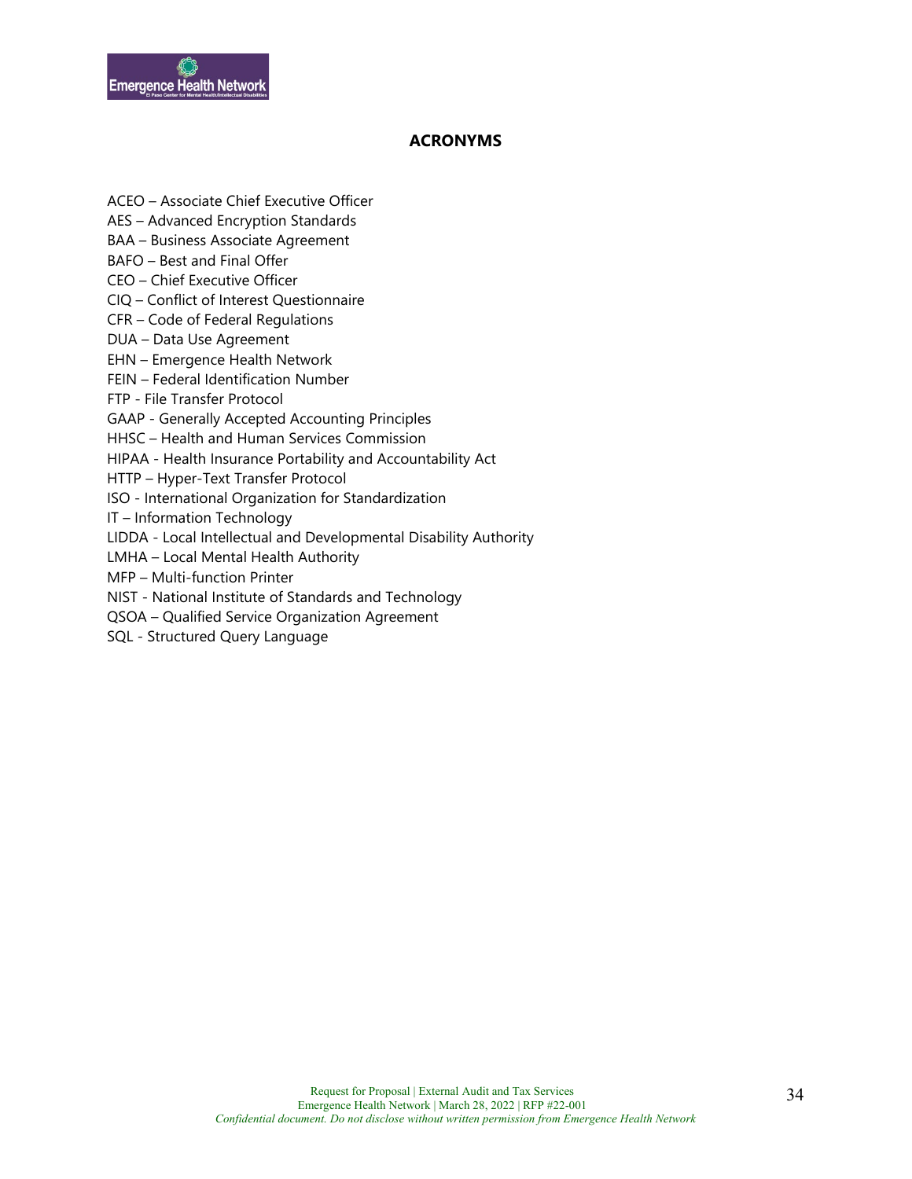# ACRONYMS

ACEO – Associate Chief Executive Officer
AES – Advanced Encryption Standards
BAA – Business Associate Agreement
BAFO – Best and Final Offer
CEO – Chief Executive Officer
CIQ – Conflict of Interest Questionnaire
CFR – Code of Federal Regulations
DUA – Data Use Agreement
EHN – Emergence Health Network
FEIN – Federal Identification Number
FTP - File Transfer Protocol
GAAP - Generally Accepted Accounting Principles
HHSC – Health and Human Services Commission
HIPAA - Health Insurance Portability and Accountability Act
HTTP – Hyper-Text Transfer Protocol
ISO - International Organization for Standardization
IT – Information Technology
LIDDA - Local Intellectual and Developmental Disability Authority
LMHA – Local Mental Health Authority
MFP – Multi-function Printer
NIST - National Institute of Standards and Technology
QSOA – Qualified Service Organization Agreement
SQL - Structured Query Language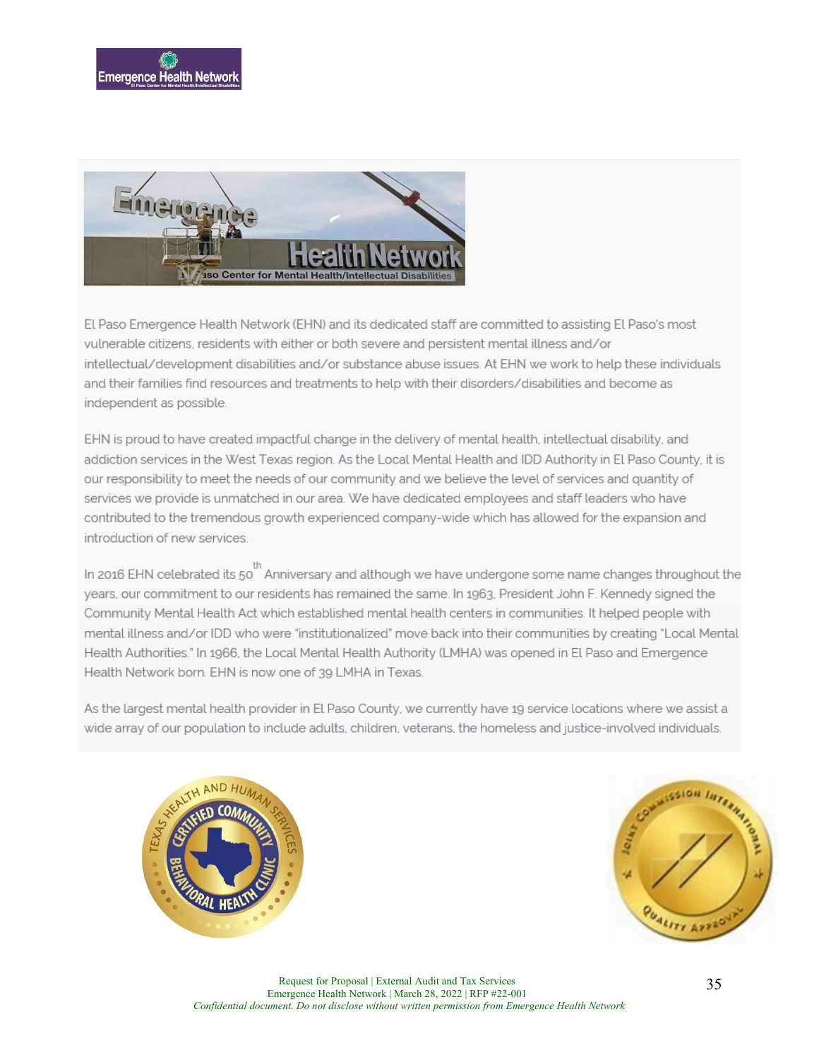El Paso Emergence Health Network (EHN) and its dedicated staff are committed to assisting El Paso's most vulnerable citizens, residents with either or both severe and persistent mental illness and/or intellectual/development disabilities and/or substance abuse issues. At EHN we work to help these individuals and their families find resources and treatments to help with their disorders/disabilities and become as independent as possible.

EHN is proud to have created impactful change in the delivery of mental health, intellectual disability, and addiction services in the West Texas region. As the Local Mental Health and IDD Authority in El Paso County, it is our responsibility to meet the needs of our community and we believe the level of services and quantity of services we provide is unmatched in our area. We have dedicated employees and staff leaders who have contributed to the tremendous growth experienced company-wide which has allowed for the expansion and introduction of new services.

In 2016 EHN celebrated its 50th Anniversary and although we have undergone some name changes throughout the years, our commitment to our residents has remained the same. In 1963, President John F. Kennedy signed the Community Mental Health Act which established mental health centers in communities. It helped people with mental illness and/or IDD who were "institutionalized" move back into their communities by creating "Local Mental Health Authorities." In 1966, the Local Mental Health Authority (LMHA) was opened in El Paso and Emergence Health Network born. EHN is now one of 39 LMHA in Texas.

As the largest mental health provider in El Paso County, we currently have 19 service locations where we assist a wide array of our population to include adults, children, veterans, the homeless and justice-involved individuals.